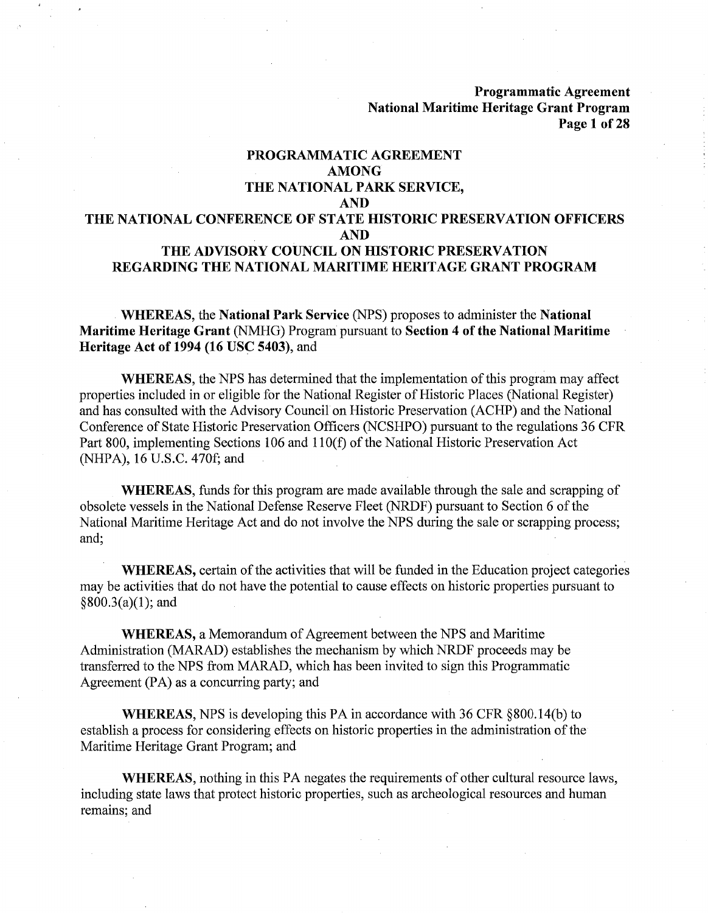# PROGRAMMATIC AGREEMENT AMONG THE NATIONAL PARK SERVICE, AND THE NATIONAL CONFERENCE OF STATE HISTORIC PRESERVATION OFFICERS AND THE ADVISORY COUNCIL ON HISTORIC PRESERVATION REGARDING THE NATIONAL MARITIME HERITAGE GRANT PROGRAM

**WHEREAS**, the **National Park Service** (NPS) proposes to administer the **National Maritime Heritage Grant** (NMHG) Program pursuant to **Section 4 of the National Maritime Heritage Act of 1994 (16 USC 5403)**, and

**WHEREAS**, the NPS has determined that the implementation of this program may affect properties included in or eligible for the National Register of Historic Places (National Register) and has consulted with the Advisory Council on Historic Preservation (ACHP) and the National Conference of State Historic Preservation Officers (NCSHPO) pursuant to the regulations 36 CFR Part 800, implementing Sections 106 and 110(f) of the National Historic Preservation Act (NHPA), 16 U.S.C. 470f; and

**WHEREAS**, funds for this program are made available through the sale and scrapping of obsolete vessels in the National Defense Reserve Fleet (NRDF) pursuant to Section 6 of the National Maritime Heritage Act and do not involve the NPS during the sale or scrapping process; and;

**WHEREAS,** certain of the activities that will be funded in the Education project categories may be activities that do not have the potential to cause effects on historic properties pursuant to §800.3(a)(1); and

**WHEREAS,** a Memorandum of Agreement between the NPS and Maritime Administration (MARAD) establishes the mechanism by which NRDF proceeds may be transferred to the NPS from MARAD, which has been invited to sign this Programmatic Agreement (PA) as a concurring party; and

**WHEREAS,** NPS is developing this PA in accordance with 36 CFR §800.14(b) to establish a process for considering effects on historic properties in the administration of the Maritime Heritage Grant Program; and

**WHEREAS,** nothing in this PA negates the requirements of other cultural resource laws, including state laws that protect historic properties, such as archeological resources and human remains; and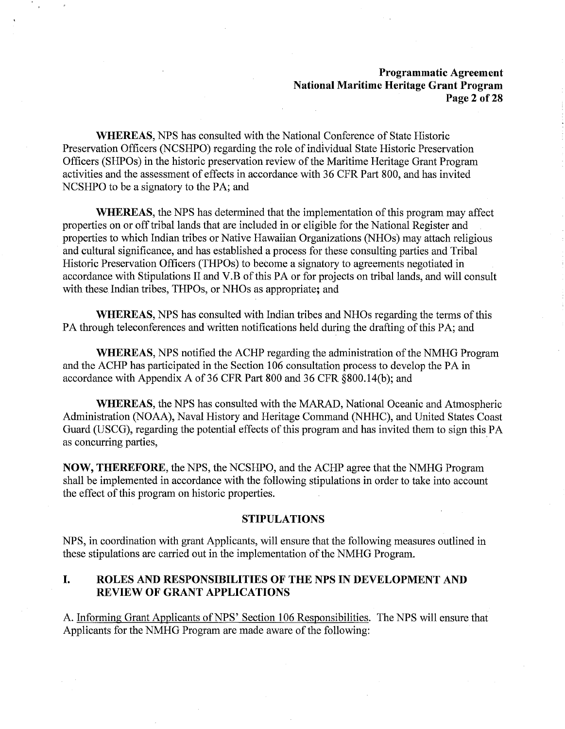**WHEREAS**, NPS has consulted with the National Conference of State Historic Preservation Officers (NCSHPO) regarding the role of individual State Historic Preservation Officers (SHPOs) in the historic preservation review of the Maritime Heritage Grant Program activities and the assessment of effects in accordance with 36 CFR Part 800, and has invited NCSHPO to be a signatory to the PA; and

**WHEREAS**, the NPS has determined that the implementation of this program may affect properties on or off tribal lands that are included in or eligible for the National Register and properties to which Indian tribes or Native Hawaiian Organizations (NHOs) may attach religious and cultural significance, and has established a process for these consulting parties and Tribal Historic Preservation Officers (THPOs) to become a signatory to agreements negotiated in accordance with Stipulations II and V.B of this PA or for projects on tribal lands, and will consult with these Indian tribes, THPOs, or NHOs as appropriate; and

**WHEREAS**, NPS has consulted with Indian tribes and NHOs regarding the terms of this PA through teleconferences and written notifications held during the drafting of this PA; and

**WHEREAS**, NPS notified the ACHP regarding the administration of the NMHG Program and the ACHP has participated in the Section 106 consultation process to develop the PA in accordance with Appendix A of 36 CFR Part 800 and 36 CFR §800.14(b); and

**WHEREAS**, the NPS has consulted with the MARAD, National Oceanic and Atmospheric Administration (NOAA), Naval History and Heritage Command (NHHC), and United States Coast Guard (USCG), regarding the potential effects of this program and has invited them to sign this PA as concurring parties,

**NOW, THEREFORE**, the NPS, the NCSHPO, and the ACHP agree that the NMHG Program shall be implemented in accordance with the following stipulations in order to take into account the effect of this program on historic properties.

## STIPULATIONS

NPS, in coordination with grant Applicants, will ensure that the following measures outlined in these stipulations are carried out in the implementation of the NMHG Program.

### I. ROLES AND RESPONSIBILITIES OF THE NPS IN DEVELOPMENT AND REVIEW OF GRANT APPLICATIONS

A. Informing Grant Applicants of NPS' Section 106 Responsibilities. The NPS will ensure that Applicants for the NMHG Program are made aware of the following: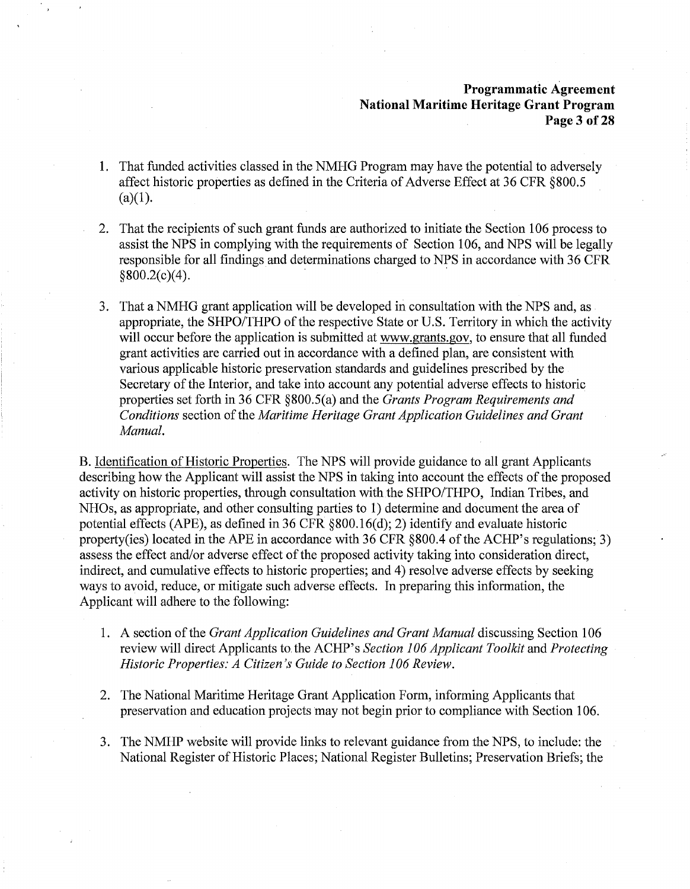1. That funded activities classed in the NMHG Program may have the potential to adversely affect historic properties as defined in the Criteria of Adverse Effect at 36 CFR §800.5 (a)(1).

2. That the recipients of such grant funds are authorized to initiate the Section 106 process to assist the NPS in complying with the requirements of Section 106, and NPS will be legally responsible for all findings and determinations charged to NPS in accordance with 36 CFR §800.2(c)(4).

3. That a NMHG grant application will be developed in consultation with the NPS and, as appropriate, the SHPO/THPO of the respective State or U.S. Territory in which the activity will occur before the application is submitted at www.grants.gov, to ensure that all funded grant activities are carried out in accordance with a defined plan, are consistent with various applicable historic preservation standards and guidelines prescribed by the Secretary of the Interior, and take into account any potential adverse effects to historic properties set forth in 36 CFR §800.5(a) and the *Grants Program Requirements and Conditions* section of the *Maritime Heritage Grant Application Guidelines and Grant Manual*.

B. Identification of Historic Properties. The NPS will provide guidance to all grant Applicants describing how the Applicant will assist the NPS in taking into account the effects of the proposed activity on historic properties, through consultation with the SHPO/THPO, Indian Tribes, and NHOs, as appropriate, and other consulting parties to 1) determine and document the area of potential effects (APE), as defined in 36 CFR §800.16(d); 2) identify and evaluate historic property(ies) located in the APE in accordance with 36 CFR §800.4 of the ACHP's regulations; 3) assess the effect and/or adverse effect of the proposed activity taking into consideration direct, indirect, and cumulative effects to historic properties; and 4) resolve adverse effects by seeking ways to avoid, reduce, or mitigate such adverse effects. In preparing this information, the Applicant will adhere to the following:

1. A section of the *Grant Application Guidelines and Grant Manual* discussing Section 106 review will direct Applicants to the ACHP's *Section 106 Applicant Toolkit* and *Protecting Historic Properties: A Citizen's Guide to Section 106 Review*.

2. The National Maritime Heritage Grant Application Form, informing Applicants that preservation and education projects may not begin prior to compliance with Section 106.

3. The NMHP website will provide links to relevant guidance from the NPS, to include: the National Register of Historic Places; National Register Bulletins; Preservation Briefs; the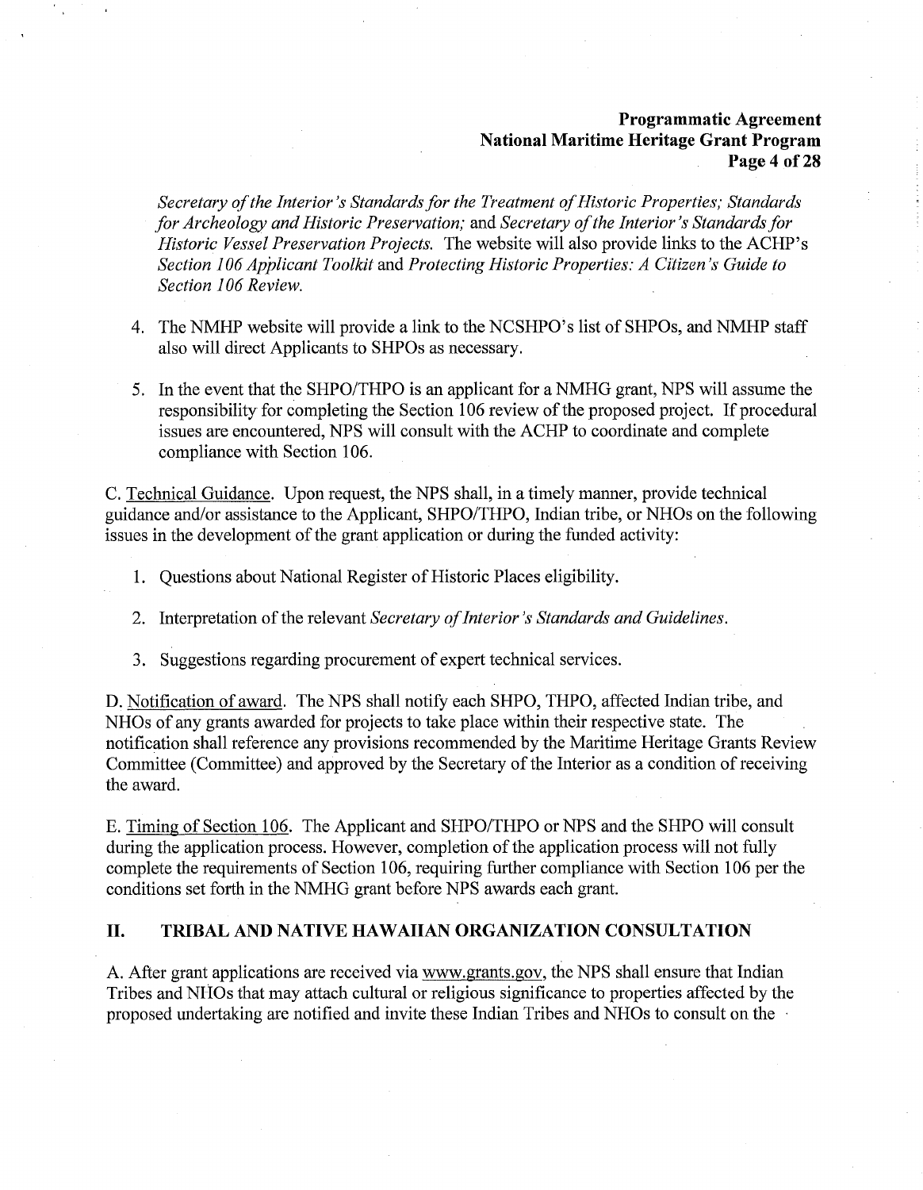*Secretary of the Interior's Standards for the Treatment of Historic Properties; Standards for Archeology and Historic Preservation;* and *Secretary of the Interior's Standards for Historic Vessel Preservation Projects.* The website will also provide links to the ACHP's *Section 106 Applicant Toolkit* and *Protecting Historic Properties: A Citizen's Guide to Section 106 Review.*

4. The NMHP website will provide a link to the NCSHPO's list of SHPOs, and NMHP staff also will direct Applicants to SHPOs as necessary.

5. In the event that the SHPO/THPO is an applicant for a NMHG grant, NPS will assume the responsibility for completing the Section 106 review of the proposed project. If procedural issues are encountered, NPS will consult with the ACHP to coordinate and complete compliance with Section 106.

C. Technical Guidance. Upon request, the NPS shall, in a timely manner, provide technical guidance and/or assistance to the Applicant, SHPO/THPO, Indian tribe, or NHOs on the following issues in the development of the grant application or during the funded activity:

1. Questions about National Register of Historic Places eligibility.

2. Interpretation of the relevant *Secretary of Interior's Standards and Guidelines*.

3. Suggestions regarding procurement of expert technical services.

D. Notification of award. The NPS shall notify each SHPO, THPO, affected Indian tribe, and NHOs of any grants awarded for projects to take place within their respective state. The notification shall reference any provisions recommended by the Maritime Heritage Grants Review Committee (Committee) and approved by the Secretary of the Interior as a condition of receiving the award.

E. Timing of Section 106. The Applicant and SHPO/THPO or NPS and the SHPO will consult during the application process. However, completion of the application process will not fully complete the requirements of Section 106, requiring further compliance with Section 106 per the conditions set forth in the NMHG grant before NPS awards each grant.

## II. TRIBAL AND NATIVE HAWAIIAN ORGANIZATION CONSULTATION

A. After grant applications are received via www.grants.gov, the NPS shall ensure that Indian Tribes and NHOs that may attach cultural or religious significance to properties affected by the proposed undertaking are notified and invite these Indian Tribes and NHOs to consult on the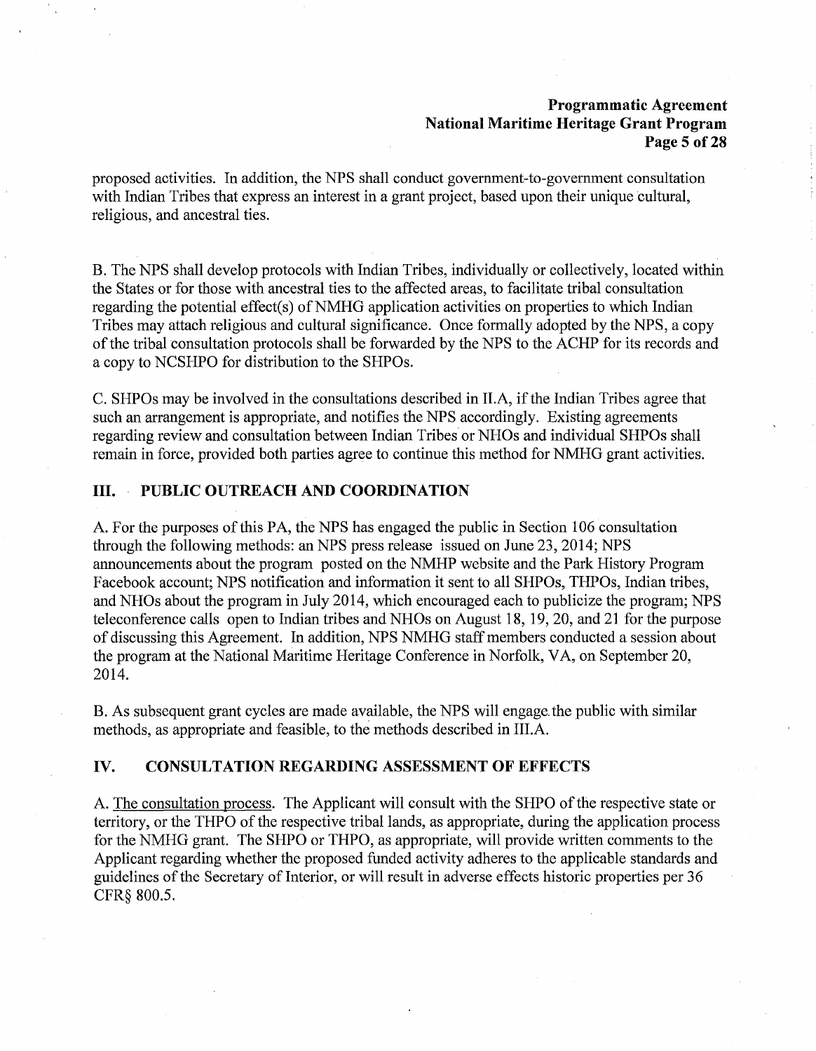proposed activities. In addition, the NPS shall conduct government-to-government consultation with Indian Tribes that express an interest in a grant project, based upon their unique cultural, religious, and ancestral ties.

B. The NPS shall develop protocols with Indian Tribes, individually or collectively, located within the States or for those with ancestral ties to the affected areas, to facilitate tribal consultation regarding the potential effect(s) of NMHG application activities on properties to which Indian Tribes may attach religious and cultural significance. Once formally adopted by the NPS, a copy of the tribal consultation protocols shall be forwarded by the NPS to the ACHP for its records and a copy to NCSHPO for distribution to the SHPOs.

C. SHPOs may be involved in the consultations described in II.A, if the Indian Tribes agree that such an arrangement is appropriate, and notifies the NPS accordingly. Existing agreements regarding review and consultation between Indian Tribes or NHOs and individual SHPOs shall remain in force, provided both parties agree to continue this method for NMHG grant activities.

## III. PUBLIC OUTREACH AND COORDINATION

A. For the purposes of this PA, the NPS has engaged the public in Section 106 consultation through the following methods: an NPS press release issued on June 23, 2014; NPS announcements about the program posted on the NMHP website and the Park History Program Facebook account; NPS notification and information it sent to all SHPOs, THPOs, Indian tribes, and NHOs about the program in July 2014, which encouraged each to publicize the program; NPS teleconference calls open to Indian tribes and NHOs on August 18, 19, 20, and 21 for the purpose of discussing this Agreement. In addition, NPS NMHG staff members conducted a session about the program at the National Maritime Heritage Conference in Norfolk, VA, on September 20, 2014.

B. As subsequent grant cycles are made available, the NPS will engage the public with similar methods, as appropriate and feasible, to the methods described in III.A.

## IV. CONSULTATION REGARDING ASSESSMENT OF EFFECTS

A. The consultation process. The Applicant will consult with the SHPO of the respective state or territory, or the THPO of the respective tribal lands, as appropriate, during the application process for the NMHG grant. The SHPO or THPO, as appropriate, will provide written comments to the Applicant regarding whether the proposed funded activity adheres to the applicable standards and guidelines of the Secretary of Interior, or will result in adverse effects historic properties per 36 CFR§ 800.5.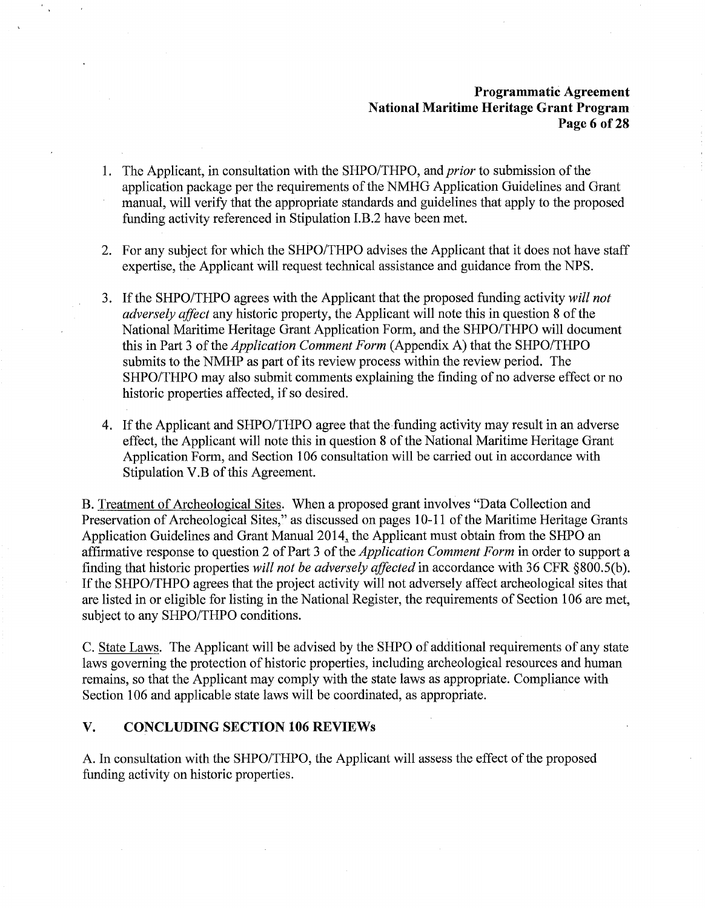1. The Applicant, in consultation with the SHPO/THPO, and *prior* to submission of the application package per the requirements of the NMHG Application Guidelines and Grant manual, will verify that the appropriate standards and guidelines that apply to the proposed funding activity referenced in Stipulation I.B.2 have been met.

2. For any subject for which the SHPO/THPO advises the Applicant that it does not have staff expertise, the Applicant will request technical assistance and guidance from the NPS.

3. If the SHPO/THPO agrees with the Applicant that the proposed funding activity *will not adversely affect* any historic property, the Applicant will note this in question 8 of the National Maritime Heritage Grant Application Form, and the SHPO/THPO will document this in Part 3 of the *Application Comment Form* (Appendix A) that the SHPO/THPO submits to the NMHP as part of its review process within the review period. The SHPO/THPO may also submit comments explaining the finding of no adverse effect or no historic properties affected, if so desired.

4. If the Applicant and SHPO/THPO agree that the funding activity may result in an adverse effect, the Applicant will note this in question 8 of the National Maritime Heritage Grant Application Form, and Section 106 consultation will be carried out in accordance with Stipulation V.B of this Agreement.

B. Treatment of Archeological Sites. When a proposed grant involves "Data Collection and Preservation of Archeological Sites," as discussed on pages 10-11 of the Maritime Heritage Grants Application Guidelines and Grant Manual 2014, the Applicant must obtain from the SHPO an affirmative response to question 2 of Part 3 of the *Application Comment Form* in order to support a finding that historic properties *will not be adversely affected* in accordance with 36 CFR §800.5(b). If the SHPO/THPO agrees that the project activity will not adversely affect archeological sites that are listed in or eligible for listing in the National Register, the requirements of Section 106 are met, subject to any SHPO/THPO conditions.

C. State Laws. The Applicant will be advised by the SHPO of additional requirements of any state laws governing the protection of historic properties, including archeological resources and human remains, so that the Applicant may comply with the state laws as appropriate. Compliance with Section 106 and applicable state laws will be coordinated, as appropriate.

## V. CONCLUDING SECTION 106 REVIEWs

A. In consultation with the SHPO/THPO, the Applicant will assess the effect of the proposed funding activity on historic properties.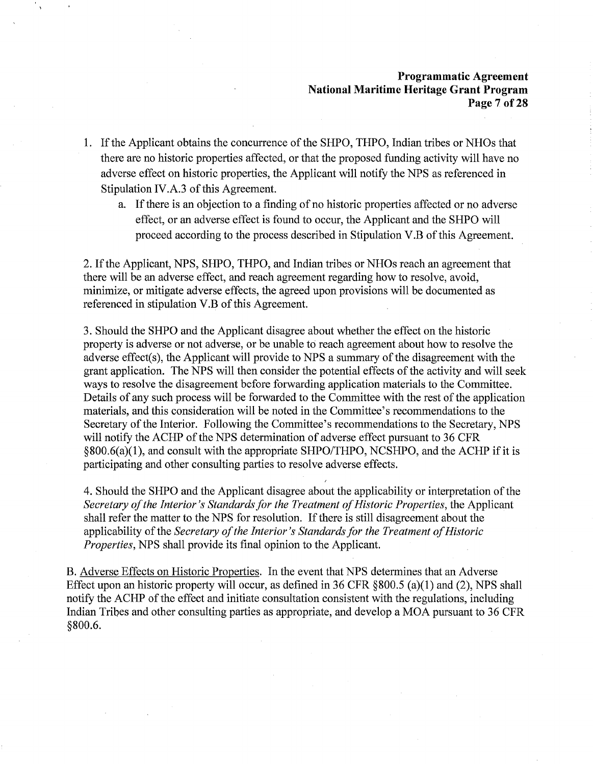1. If the Applicant obtains the concurrence of the SHPO, THPO, Indian tribes or NHOs that there are no historic properties affected, or that the proposed funding activity will have no adverse effect on historic properties, the Applicant will notify the NPS as referenced in Stipulation IV.A.3 of this Agreement.
   a. If there is an objection to a finding of no historic properties affected or no adverse effect, or an adverse effect is found to occur, the Applicant and the SHPO will proceed according to the process described in Stipulation V.B of this Agreement.

2. If the Applicant, NPS, SHPO, THPO, and Indian tribes or NHOs reach an agreement that there will be an adverse effect, and reach agreement regarding how to resolve, avoid, minimize, or mitigate adverse effects, the agreed upon provisions will be documented as referenced in stipulation V.B of this Agreement.

3. Should the SHPO and the Applicant disagree about whether the effect on the historic property is adverse or not adverse, or be unable to reach agreement about how to resolve the adverse effect(s), the Applicant will provide to NPS a summary of the disagreement with the grant application. The NPS will then consider the potential effects of the activity and will seek ways to resolve the disagreement before forwarding application materials to the Committee. Details of any such process will be forwarded to the Committee with the rest of the application materials, and this consideration will be noted in the Committee's recommendations to the Secretary of the Interior. Following the Committee's recommendations to the Secretary, NPS will notify the ACHP of the NPS determination of adverse effect pursuant to 36 CFR §800.6(a)(1), and consult with the appropriate SHPO/THPO, NCSHPO, and the ACHP if it is participating and other consulting parties to resolve adverse effects.

4. Should the SHPO and the Applicant disagree about the applicability or interpretation of the *Secretary of the Interior's Standards for the Treatment of Historic Properties*, the Applicant shall refer the matter to the NPS for resolution. If there is still disagreement about the applicability of the *Secretary of the Interior's Standards for the Treatment of Historic Properties*, NPS shall provide its final opinion to the Applicant.

B. Adverse Effects on Historic Properties. In the event that NPS determines that an Adverse Effect upon an historic property will occur, as defined in 36 CFR §800.5 (a)(1) and (2), NPS shall notify the ACHP of the effect and initiate consultation consistent with the regulations, including Indian Tribes and other consulting parties as appropriate, and develop a MOA pursuant to 36 CFR §800.6.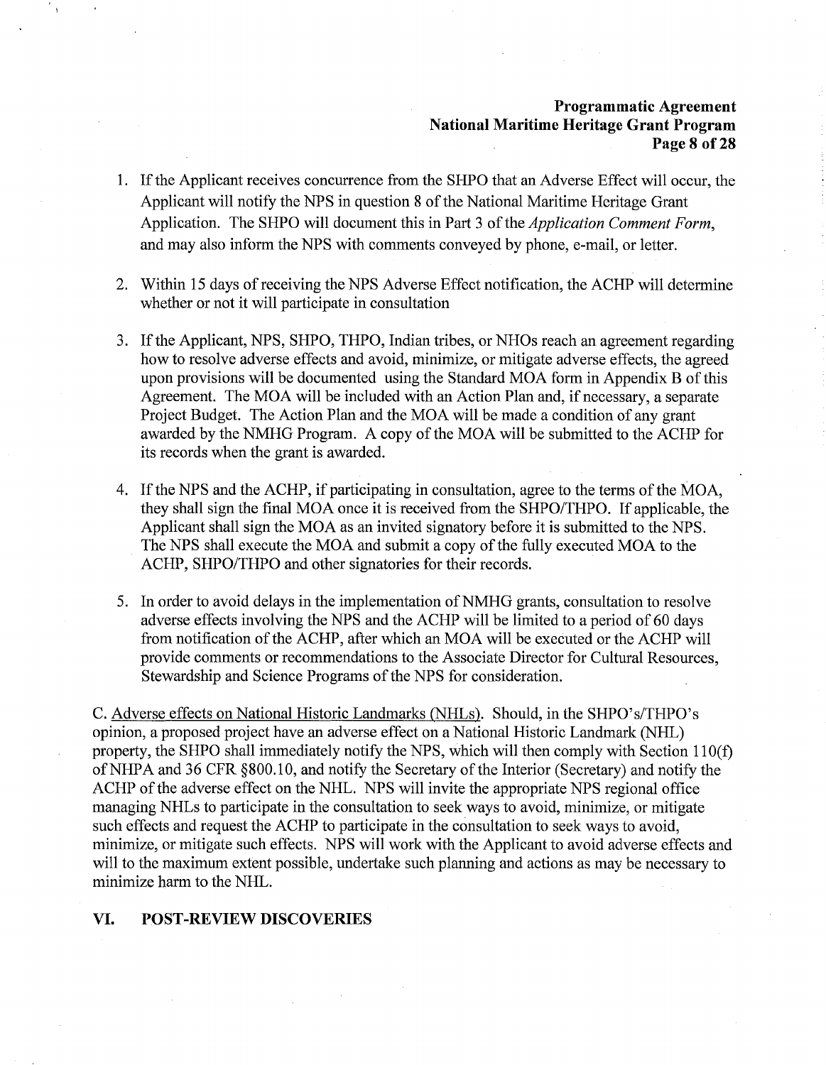1. If the Applicant receives concurrence from the SHPO that an Adverse Effect will occur, the Applicant will notify the NPS in question 8 of the National Maritime Heritage Grant Application. The SHPO will document this in Part 3 of the *Application Comment Form*, and may also inform the NPS with comments conveyed by phone, e-mail, or letter.

2. Within 15 days of receiving the NPS Adverse Effect notification, the ACHP will determine whether or not it will participate in consultation

3. If the Applicant, NPS, SHPO, THPO, Indian tribes, or NHOs reach an agreement regarding how to resolve adverse effects and avoid, minimize, or mitigate adverse effects, the agreed upon provisions will be documented using the Standard MOA form in Appendix B of this Agreement. The MOA will be included with an Action Plan and, if necessary, a separate Project Budget. The Action Plan and the MOA will be made a condition of any grant awarded by the NMHG Program. A copy of the MOA will be submitted to the ACHP for its records when the grant is awarded.

4. If the NPS and the ACHP, if participating in consultation, agree to the terms of the MOA, they shall sign the final MOA once it is received from the SHPO/THPO. If applicable, the Applicant shall sign the MOA as an invited signatory before it is submitted to the NPS. The NPS shall execute the MOA and submit a copy of the fully executed MOA to the ACHP, SHPO/THPO and other signatories for their records.

5. In order to avoid delays in the implementation of NMHG grants, consultation to resolve adverse effects involving the NPS and the ACHP will be limited to a period of 60 days from notification of the ACHP, after which an MOA will be executed or the ACHP will provide comments or recommendations to the Associate Director for Cultural Resources, Stewardship and Science Programs of the NPS for consideration.

C. Adverse effects on National Historic Landmarks (NHLs). Should, in the SHPO's/THPO's opinion, a proposed project have an adverse effect on a National Historic Landmark (NHL) property, the SHPO shall immediately notify the NPS, which will then comply with Section 110(f) of NHPA and 36 CFR §800.10, and notify the Secretary of the Interior (Secretary) and notify the ACHP of the adverse effect on the NHL. NPS will invite the appropriate NPS regional office managing NHLs to participate in the consultation to seek ways to avoid, minimize, or mitigate such effects and request the ACHP to participate in the consultation to seek ways to avoid, minimize, or mitigate such effects. NPS will work with the Applicant to avoid adverse effects and will to the maximum extent possible, undertake such planning and actions as may be necessary to minimize harm to the NHL.

## VI. POST-REVIEW DISCOVERIES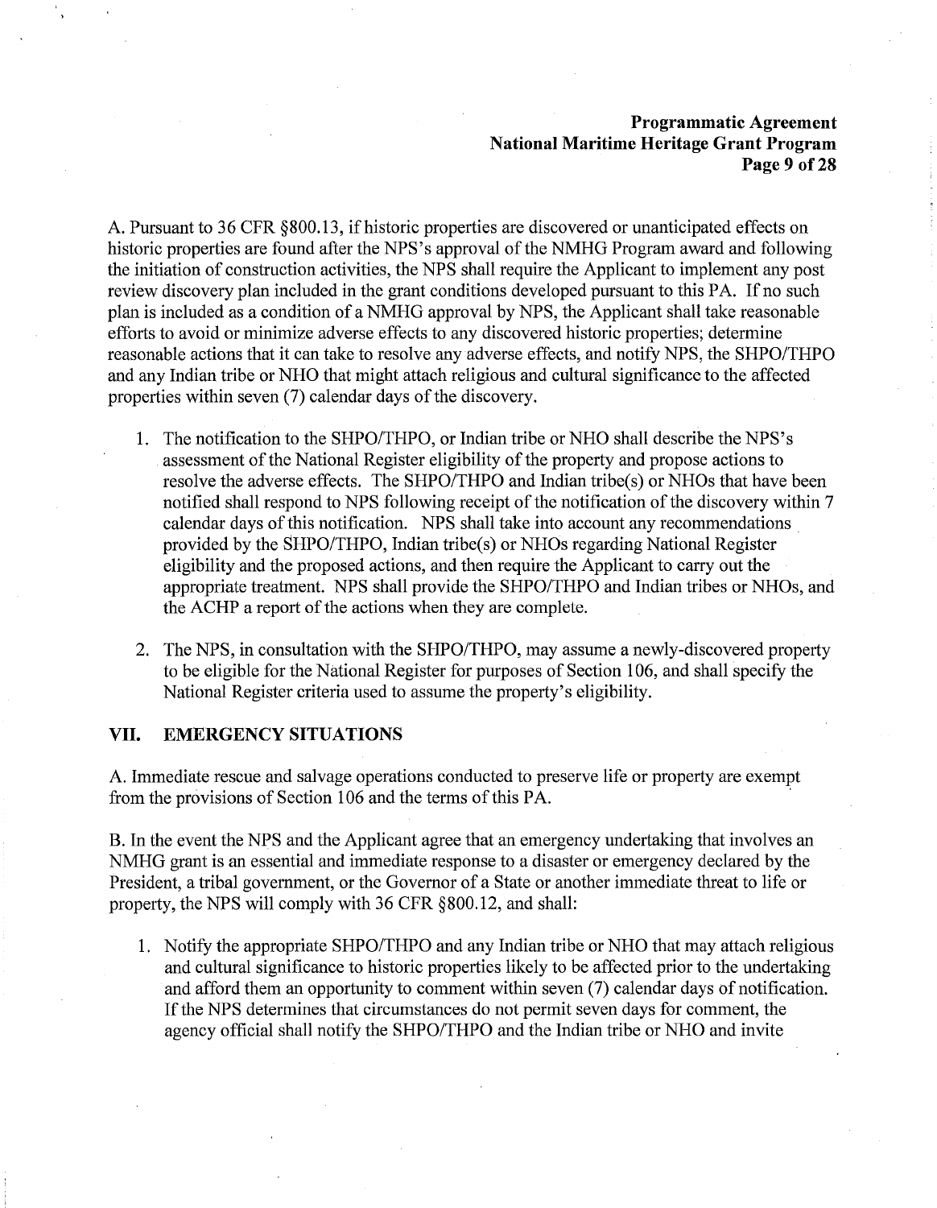A. Pursuant to 36 CFR §800.13, if historic properties are discovered or unanticipated effects on historic properties are found after the NPS's approval of the NMHG Program award and following the initiation of construction activities, the NPS shall require the Applicant to implement any post review discovery plan included in the grant conditions developed pursuant to this PA. If no such plan is included as a condition of a NMHG approval by NPS, the Applicant shall take reasonable efforts to avoid or minimize adverse effects to any discovered historic properties; determine reasonable actions that it can take to resolve any adverse effects, and notify NPS, the SHPO/THPO and any Indian tribe or NHO that might attach religious and cultural significance to the affected properties within seven (7) calendar days of the discovery.

1. The notification to the SHPO/THPO, or Indian tribe or NHO shall describe the NPS's assessment of the National Register eligibility of the property and propose actions to resolve the adverse effects. The SHPO/THPO and Indian tribe(s) or NHOs that have been notified shall respond to NPS following receipt of the notification of the discovery within 7 calendar days of this notification. NPS shall take into account any recommendations provided by the SHPO/THPO, Indian tribe(s) or NHOs regarding National Register eligibility and the proposed actions, and then require the Applicant to carry out the appropriate treatment. NPS shall provide the SHPO/THPO and Indian tribes or NHOs, and the ACHP a report of the actions when they are complete.

2. The NPS, in consultation with the SHPO/THPO, may assume a newly-discovered property to be eligible for the National Register for purposes of Section 106, and shall specify the National Register criteria used to assume the property's eligibility.

## VII. EMERGENCY SITUATIONS

A. Immediate rescue and salvage operations conducted to preserve life or property are exempt from the provisions of Section 106 and the terms of this PA.

B. In the event the NPS and the Applicant agree that an emergency undertaking that involves an NMHG grant is an essential and immediate response to a disaster or emergency declared by the President, a tribal government, or the Governor of a State or another immediate threat to life or property, the NPS will comply with 36 CFR §800.12, and shall:

1. Notify the appropriate SHPO/THPO and any Indian tribe or NHO that may attach religious and cultural significance to historic properties likely to be affected prior to the undertaking and afford them an opportunity to comment within seven (7) calendar days of notification. If the NPS determines that circumstances do not permit seven days for comment, the agency official shall notify the SHPO/THPO and the Indian tribe or NHO and invite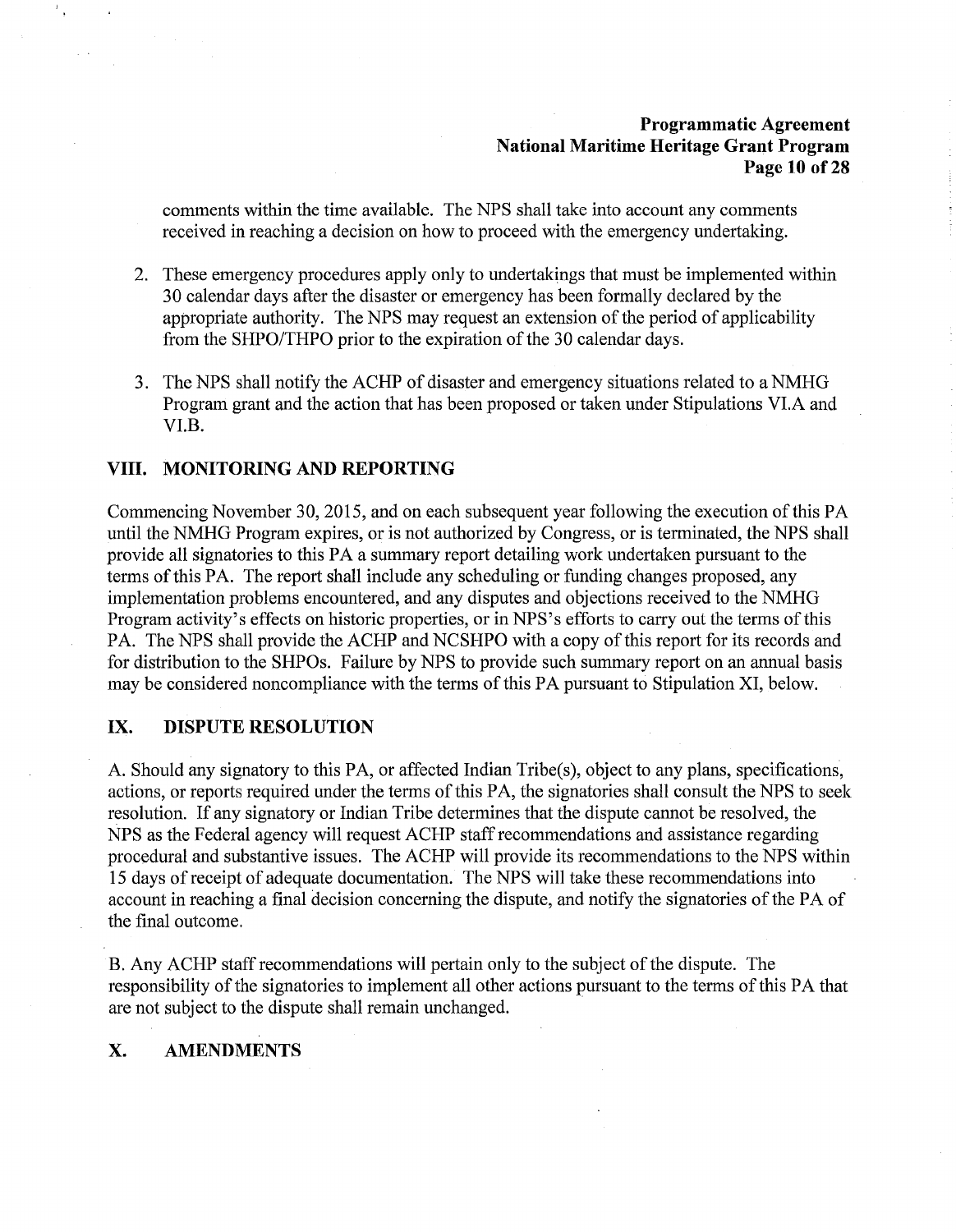comments within the time available. The NPS shall take into account any comments received in reaching a decision on how to proceed with the emergency undertaking.

2. These emergency procedures apply only to undertakings that must be implemented within 30 calendar days after the disaster or emergency has been formally declared by the appropriate authority. The NPS may request an extension of the period of applicability from the SHPO/THPO prior to the expiration of the 30 calendar days.

3. The NPS shall notify the ACHP of disaster and emergency situations related to a NMHG Program grant and the action that has been proposed or taken under Stipulations VI.A and VI.B.

## VIII. MONITORING AND REPORTING

Commencing November 30, 2015, and on each subsequent year following the execution of this PA until the NMHG Program expires, or is not authorized by Congress, or is terminated, the NPS shall provide all signatories to this PA a summary report detailing work undertaken pursuant to the terms of this PA. The report shall include any scheduling or funding changes proposed, any implementation problems encountered, and any disputes and objections received to the NMHG Program activity's effects on historic properties, or in NPS's efforts to carry out the terms of this PA. The NPS shall provide the ACHP and NCSHPO with a copy of this report for its records and for distribution to the SHPOs. Failure by NPS to provide such summary report on an annual basis may be considered noncompliance with the terms of this PA pursuant to Stipulation XI, below.

## IX. DISPUTE RESOLUTION

A. Should any signatory to this PA, or affected Indian Tribe(s), object to any plans, specifications, actions, or reports required under the terms of this PA, the signatories shall consult the NPS to seek resolution. If any signatory or Indian Tribe determines that the dispute cannot be resolved, the NPS as the Federal agency will request ACHP staff recommendations and assistance regarding procedural and substantive issues. The ACHP will provide its recommendations to the NPS within 15 days of receipt of adequate documentation. The NPS will take these recommendations into account in reaching a final decision concerning the dispute, and notify the signatories of the PA of the final outcome.

B. Any ACHP staff recommendations will pertain only to the subject of the dispute. The responsibility of the signatories to implement all other actions pursuant to the terms of this PA that are not subject to the dispute shall remain unchanged.

## X. AMENDMENTS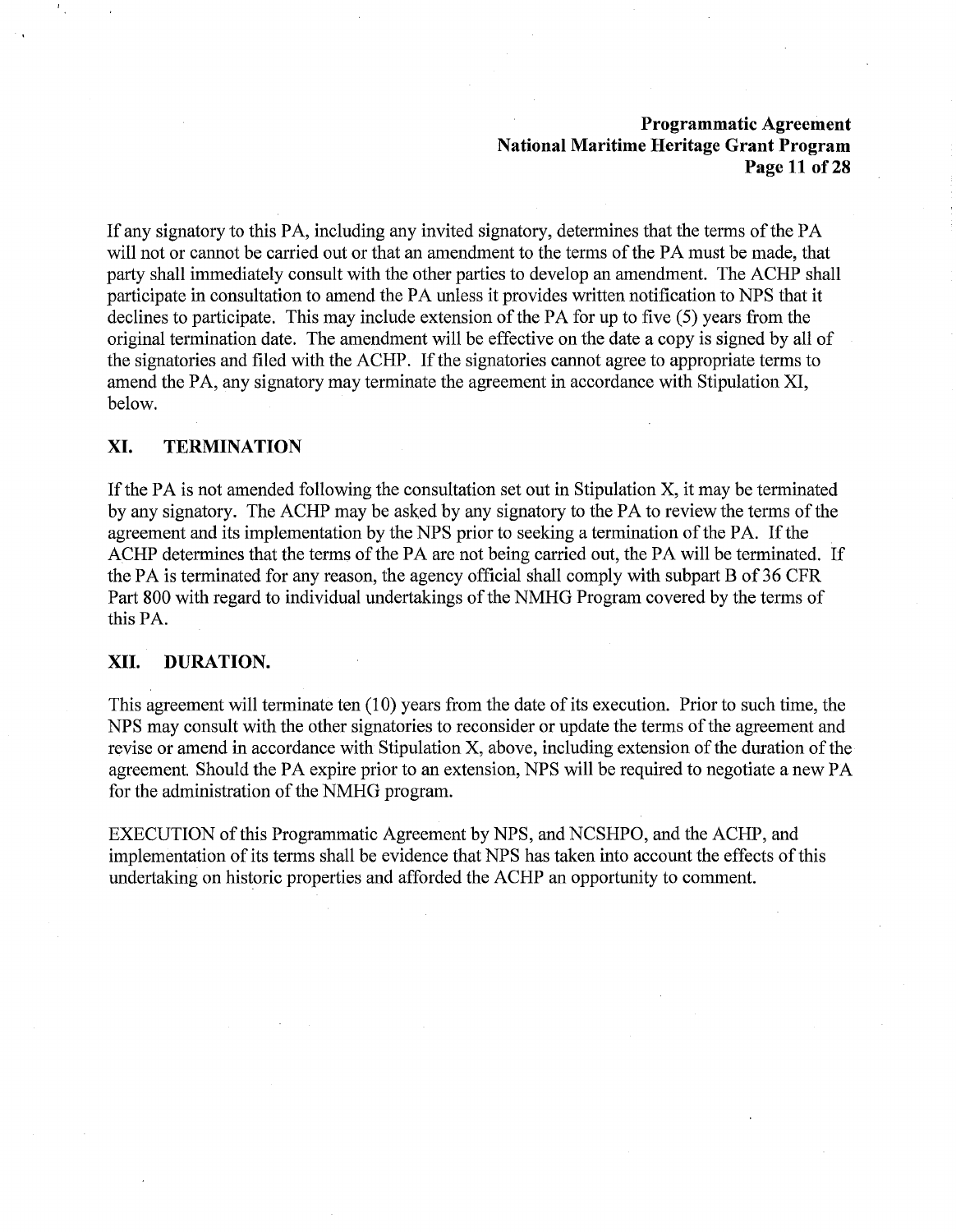If any signatory to this PA, including any invited signatory, determines that the terms of the PA will not or cannot be carried out or that an amendment to the terms of the PA must be made, that party shall immediately consult with the other parties to develop an amendment. The ACHP shall participate in consultation to amend the PA unless it provides written notification to NPS that it declines to participate. This may include extension of the PA for up to five (5) years from the original termination date. The amendment will be effective on the date a copy is signed by all of the signatories and filed with the ACHP. If the signatories cannot agree to appropriate terms to amend the PA, any signatory may terminate the agreement in accordance with Stipulation XI, below.

## XI. TERMINATION

If the PA is not amended following the consultation set out in Stipulation X, it may be terminated by any signatory. The ACHP may be asked by any signatory to the PA to review the terms of the agreement and its implementation by the NPS prior to seeking a termination of the PA. If the ACHP determines that the terms of the PA are not being carried out, the PA will be terminated. If the PA is terminated for any reason, the agency official shall comply with subpart B of 36 CFR Part 800 with regard to individual undertakings of the NMHG Program covered by the terms of this PA.

## XII. DURATION.

This agreement will terminate ten (10) years from the date of its execution. Prior to such time, the NPS may consult with the other signatories to reconsider or update the terms of the agreement and revise or amend in accordance with Stipulation X, above, including extension of the duration of the agreement. Should the PA expire prior to an extension, NPS will be required to negotiate a new PA for the administration of the NMHG program.

EXECUTION of this Programmatic Agreement by NPS, and NCSHPO, and the ACHP, and implementation of its terms shall be evidence that NPS has taken into account the effects of this undertaking on historic properties and afforded the ACHP an opportunity to comment.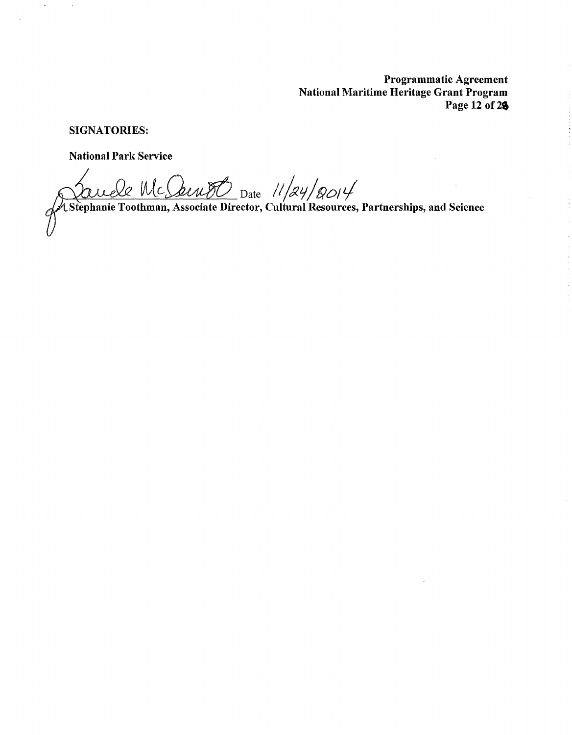**SIGNATORIES:**

**National Park Service**

_________________________ Date 11/24/2014

**Stephanie Toothman, Associate Director, Cultural Resources, Partnerships, and Science**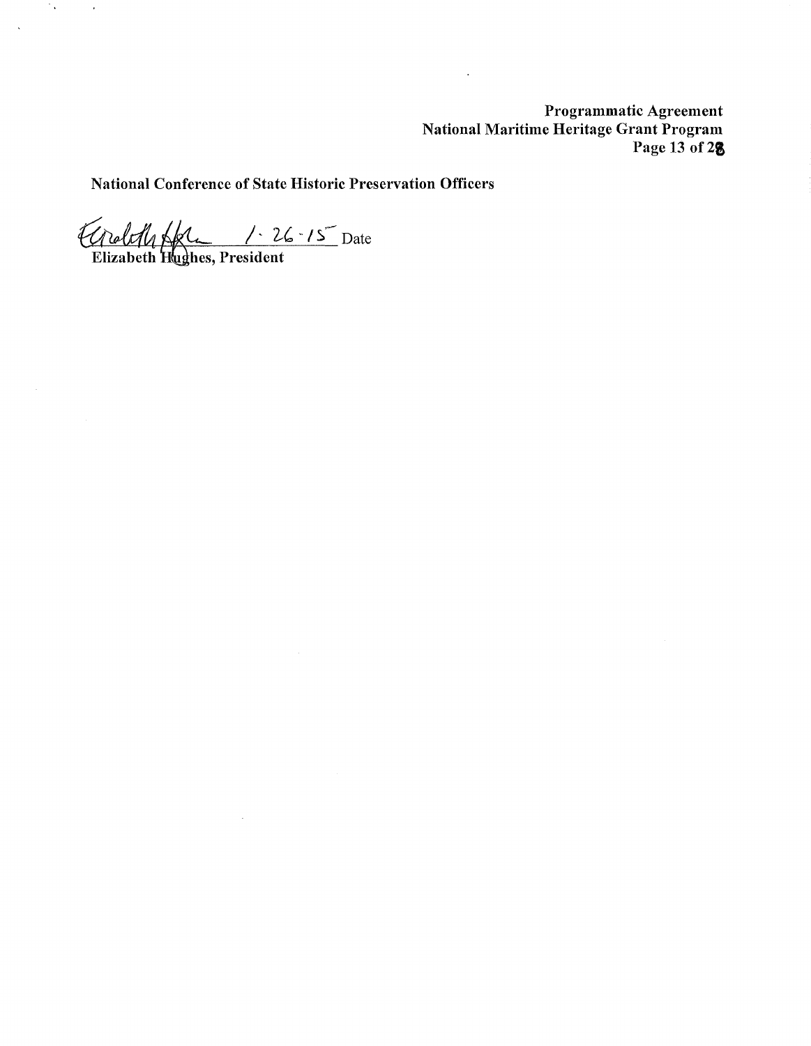**National Conference of State Historic Preservation Officers**

1-26-15 Date

**Elizabeth Hughes, President**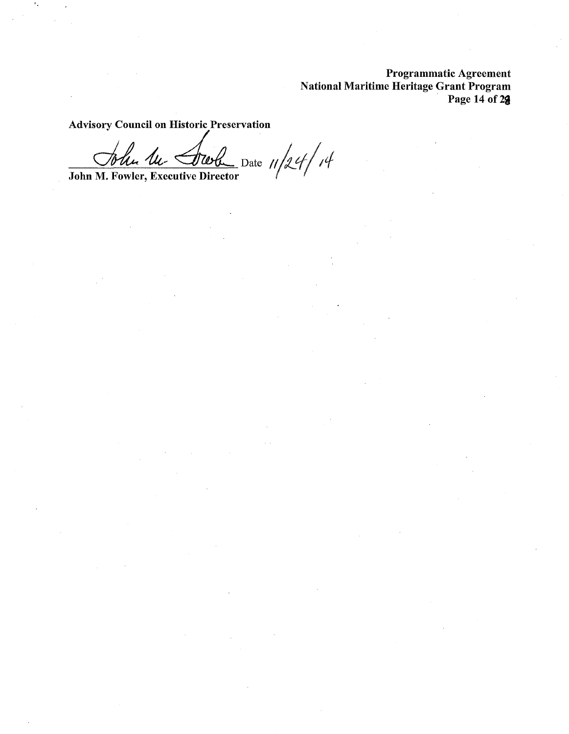**Advisory Council on Historic Preservation**

_________________________ Date 11/24/14

**John M. Fowler, Executive Director**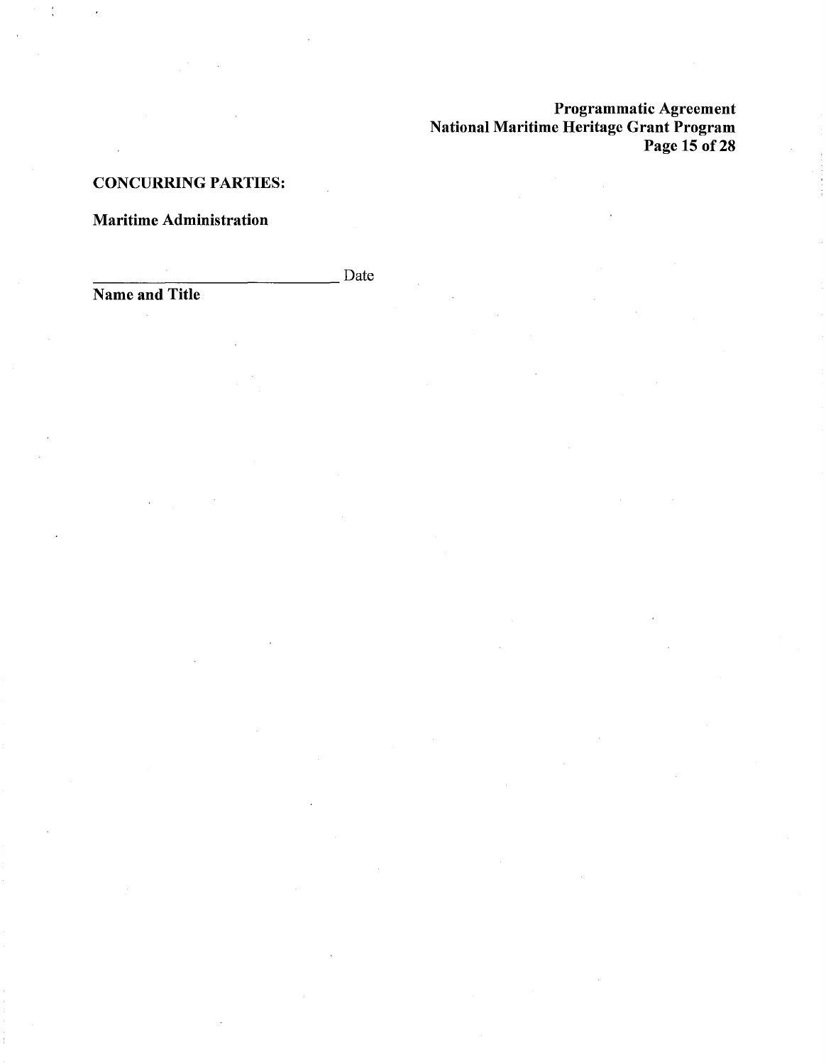**CONCURRING PARTIES:**

**Maritime Administration**

_______________________________ Date
**Name and Title**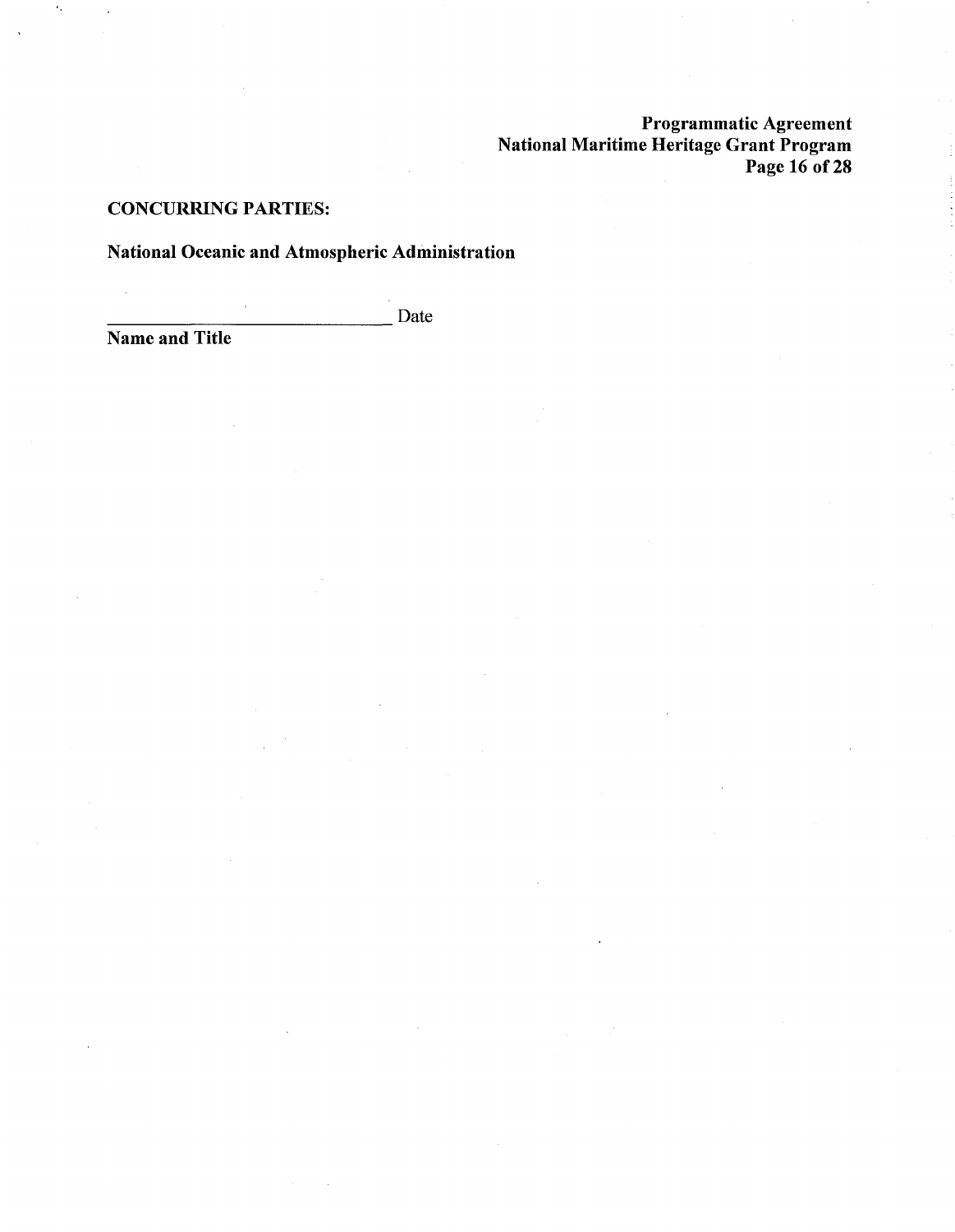**CONCURRING PARTIES:**

**National Oceanic and Atmospheric Administration**

\_\_\_\_\_\_\_\_\_\_\_\_\_\_\_\_\_\_\_\_\_\_\_\_\_\_\_\_\_\_\_\_ Date

**Name and Title**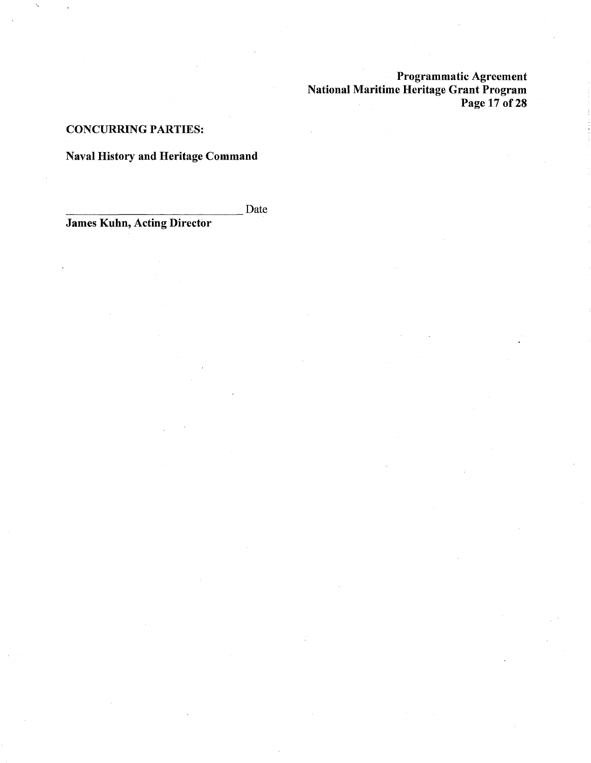**CONCURRING PARTIES:**

**Naval History and Heritage Command**

\_\_\_\_\_\_\_\_\_\_\_\_\_\_\_\_\_\_\_\_\_\_\_\_\_\_\_\_\_\_\_\_\_\_ Date

**James Kuhn, Acting Director**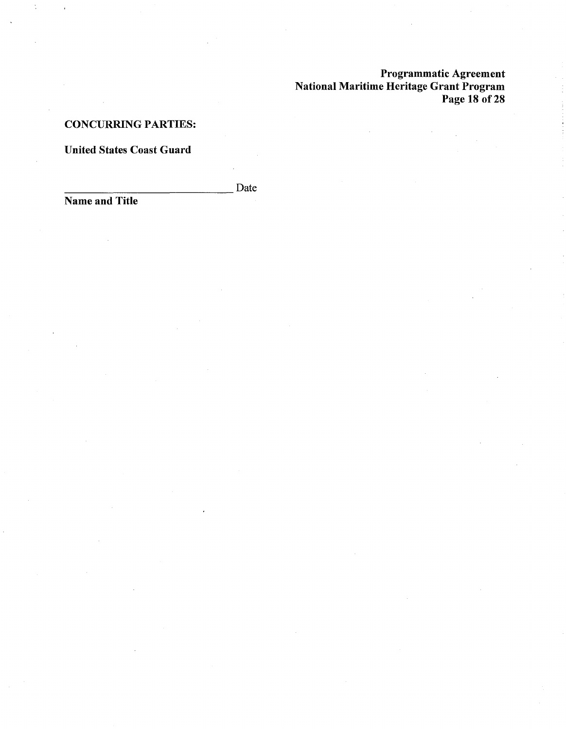**CONCURRING PARTIES:**

**United States Coast Guard**

_______________________________ Date

**Name and Title**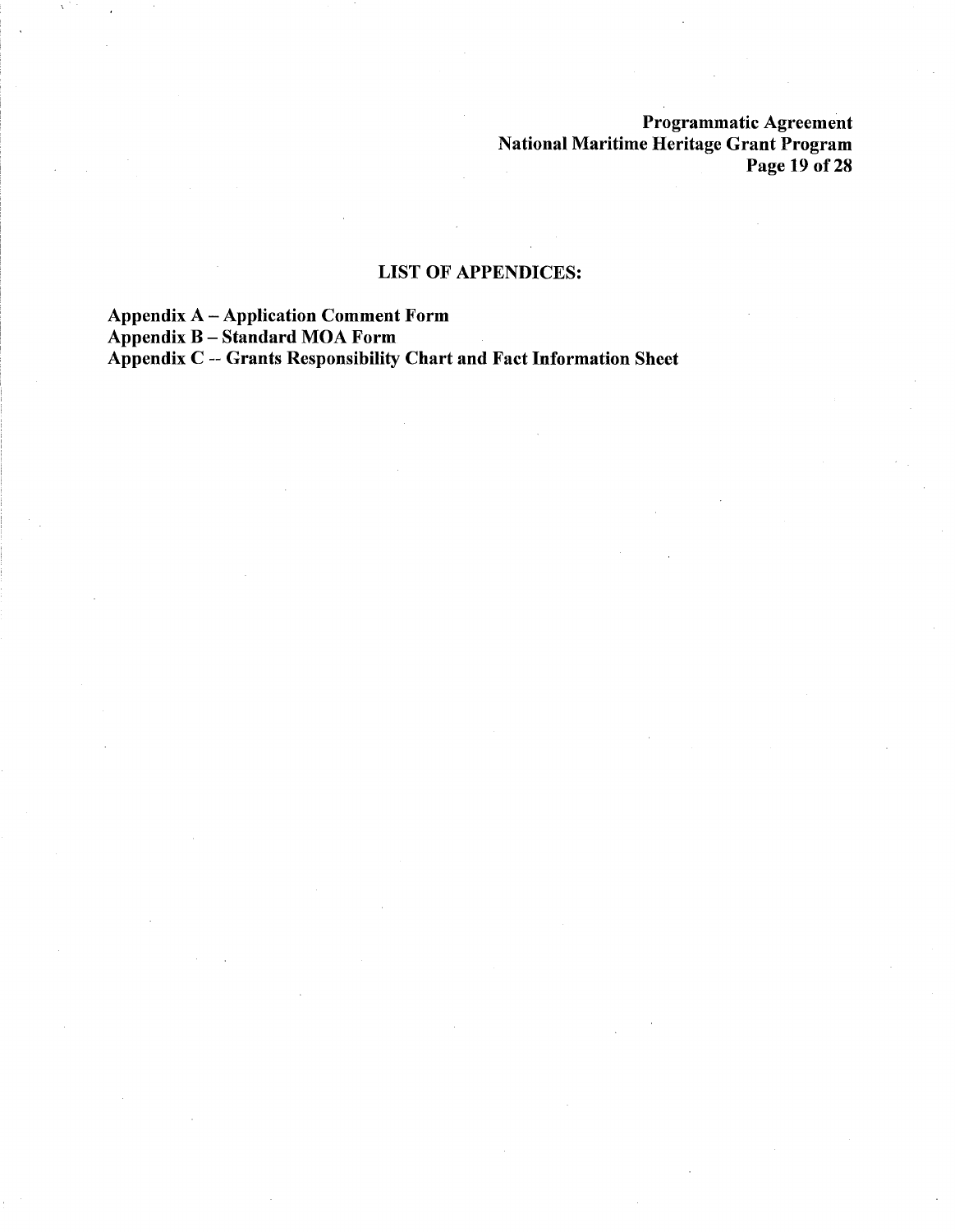## LIST OF APPENDICES:

**Appendix A – Application Comment Form**
**Appendix B – Standard MOA Form**
**Appendix C -- Grants Responsibility Chart and Fact Information Sheet**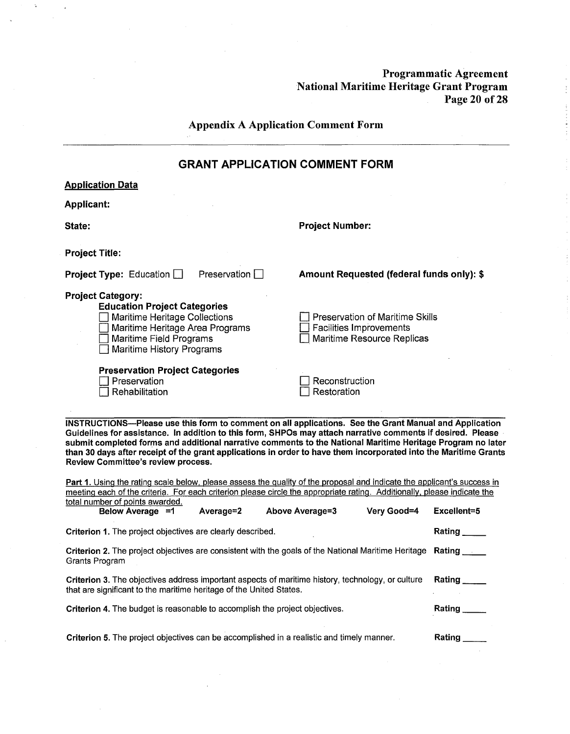## Appendix A Application Comment Form

# GRANT APPLICATION COMMENT FORM

**Application Data**

**Applicant:**

**State:**

**Project Number:**

**Project Title:**

**Project Type:** Education ☐ Preservation ☐

**Amount Requested (federal funds only): $**

**Project Category:**

**Education Project Categories**

- ☐ Maritime Heritage Collections
- ☐ Maritime Heritage Area Programs
- ☐ Maritime Field Programs
- ☐ Maritime History Programs
- ☐ Preservation of Maritime Skills
- ☐ Facilities Improvements
- ☐ Maritime Resource Replicas

**Preservation Project Categories**

- ☐ Preservation
- ☐ Rehabilitation
- ☐ Reconstruction
- ☐ Restoration

**INSTRUCTIONS—Please use this form to comment on all applications. See the Grant Manual and Application Guidelines for assistance. In addition to this form, SHPOs may attach narrative comments if desired. Please submit completed forms and additional narrative comments to the National Maritime Heritage Program no later than 30 days after receipt of the grant applications in order to have them incorporated into the Maritime Grants Review Committee's review process.**

Part 1. Using the rating scale below, please assess the quality of the proposal and indicate the applicant's success in meeting each of the criteria. For each criterion please circle the appropriate rating. Additionally, please indicate the total number of points awarded.

**Below Average =1** **Average=2** **Above Average=3** **Very Good=4** **Excellent=5**

**Criterion 1.** The project objectives are clearly described. **Rating** _____

**Criterion 2.** The project objectives are consistent with the goals of the National Maritime Heritage Grants Program **Rating** _____

**Criterion 3.** The objectives address important aspects of maritime history, technology, or culture that are significant to the maritime heritage of the United States. **Rating** _____

**Criterion 4.** The budget is reasonable to accomplish the project objectives. **Rating** _____

**Criterion 5.** The project objectives can be accomplished in a realistic and timely manner. **Rating** _____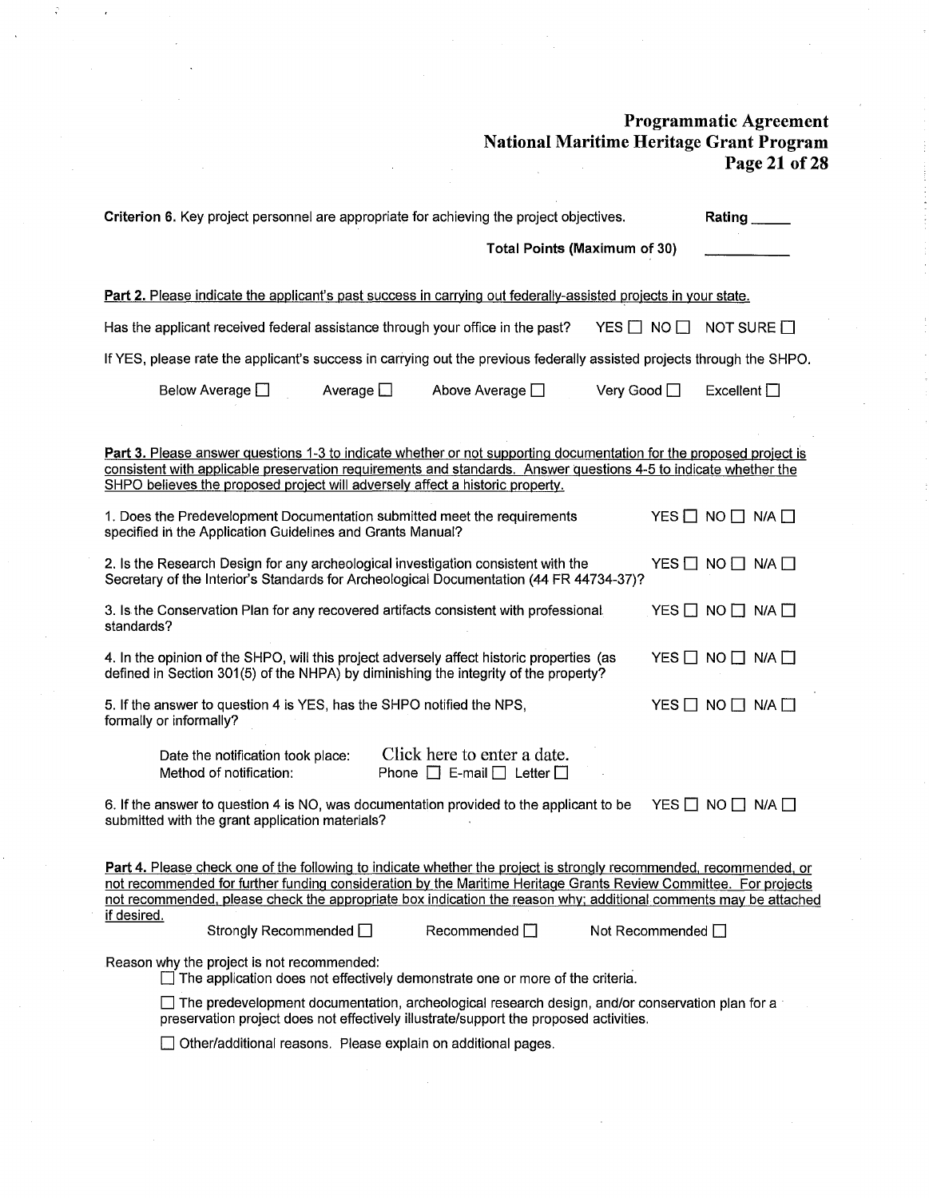**Criterion 6.** Key project personnel are appropriate for achieving the project objectives. **Rating \_\_\_\_\_**

**Total Points (Maximum of 30)** \_\_\_\_\_\_\_\_\_\_

<u>**Part 2.** Please indicate the applicant's past success in carrying out federally-assisted projects in your state.</u>

Has the applicant received federal assistance through your office in the past? YES ☐ NO ☐ NOT SURE ☐

If YES, please rate the applicant's success in carrying out the previous federally assisted projects through the SHPO.

Below Average ☐ Average ☐ Above Average ☐ Very Good ☐ Excellent ☐

<u>**Part 3.** Please answer questions 1-3 to indicate whether or not supporting documentation for the proposed project is consistent with applicable preservation requirements and standards. Answer questions 4-5 to indicate whether the SHPO believes the proposed project will adversely affect a historic property.</u>

1. Does the Predevelopment Documentation submitted meet the requirements specified in the Application Guidelines and Grants Manual? YES ☐ NO ☐ N/A ☐

2. Is the Research Design for any archeological investigation consistent with the Secretary of the Interior's Standards for Archeological Documentation (44 FR 44734-37)? YES ☐ NO ☐ N/A ☐

3. Is the Conservation Plan for any recovered artifacts consistent with professional standards? YES ☐ NO ☐ N/A ☐

4. In the opinion of the SHPO, will this project adversely affect historic properties (as defined in Section 301(5) of the NHPA) by diminishing the integrity of the property? YES ☐ NO ☐ N/A ☐

5. If the answer to question 4 is YES, has the SHPO notified the NPS, formally or informally? YES ☐ NO ☐ N/A ☐

   Date the notification took place: Click here to enter a date.
   Method of notification: Phone ☐ E-mail ☐ Letter ☐

6. If the answer to question 4 is NO, was documentation provided to the applicant to be submitted with the grant application materials? YES ☐ NO ☐ N/A ☐

<u>**Part 4.** Please check one of the following to indicate whether the project is strongly recommended, recommended, or not recommended for further funding consideration by the Maritime Heritage Grants Review Committee. For projects not recommended, please check the appropriate box indication the reason why; additional comments may be attached if desired.</u>

Strongly Recommended ☐ Recommended ☐ Not Recommended ☐

Reason why the project is not recommended:

☐ The application does not effectively demonstrate one or more of the criteria.

☐ The predevelopment documentation, archeological research design, and/or conservation plan for a preservation project does not effectively illustrate/support the proposed activities.

☐ Other/additional reasons. Please explain on additional pages.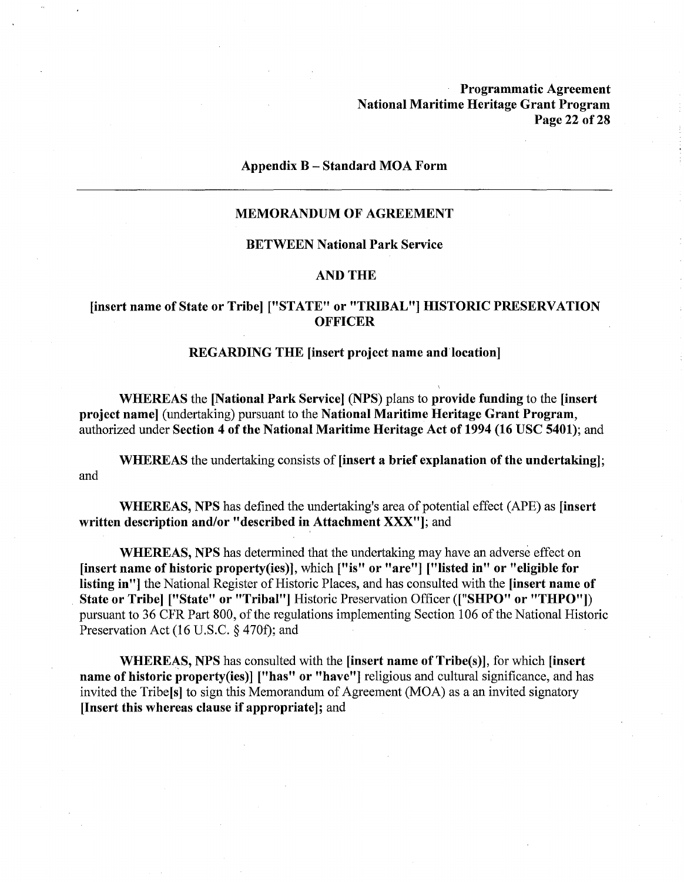## Appendix B – Standard MOA Form

---

### MEMORANDUM OF AGREEMENT

### BETWEEN National Park Service

### AND THE

### [insert name of State or Tribe] ["STATE" or "TRIBAL"] HISTORIC PRESERVATION OFFICER

### REGARDING THE [insert project name and location]

**WHEREAS** the **[National Park Service]** (**NPS**) plans to **provide funding** to the **[insert project name]** (undertaking) pursuant to the **National Maritime Heritage Grant Program**, authorized under **Section 4 of the National Maritime Heritage Act of 1994 (16 USC 5401)**; and

**WHEREAS** the undertaking consists of **[insert a brief explanation of the undertaking]**; and

**WHEREAS, NPS** has defined the undertaking's area of potential effect (APE) as **[insert written description and/or "described in Attachment XXX"]**; and

**WHEREAS, NPS** has determined that the undertaking may have an adverse effect on **[insert name of historic property(ies)]**, which **["is" or "are"] ["listed in" or "eligible for listing in"]** the National Register of Historic Places, and has consulted with the **[insert name of State or Tribe] ["State" or "Tribal"]** Historic Preservation Officer (**["SHPO" or "THPO"]**) pursuant to 36 CFR Part 800, of the regulations implementing Section 106 of the National Historic Preservation Act (16 U.S.C. § 470f); and

**WHEREAS, NPS** has consulted with the **[insert name of Tribe(s)]**, for which **[insert name of historic property(ies)] ["has" or "have"]** religious and cultural significance, and has invited the Tribe**[s]** to sign this Memorandum of Agreement (MOA) as a an invited signatory **[Insert this whereas clause if appropriate]**; and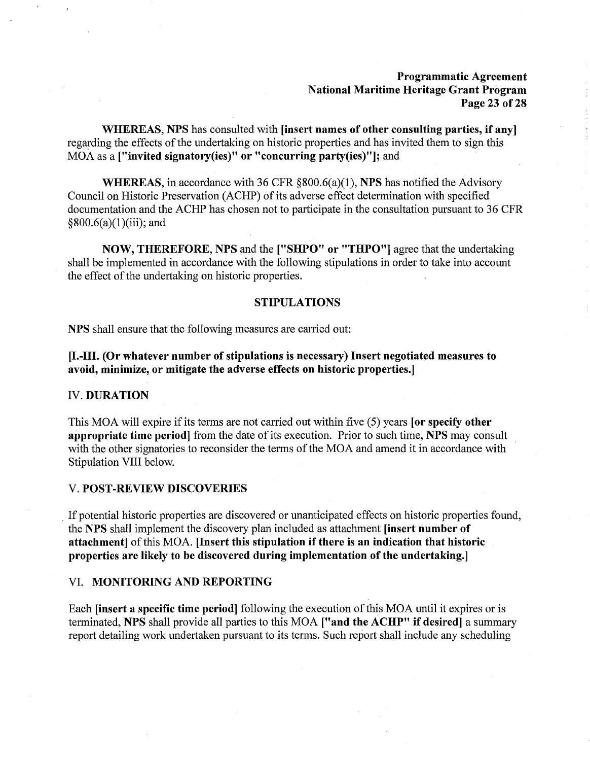**WHEREAS, NPS** has consulted with **[insert names of other consulting parties, if any]** regarding the effects of the undertaking on historic properties and has invited them to sign this MOA as a **["invited signatory(ies)" or "concurring party(ies)"]**; and

**WHEREAS,** in accordance with 36 CFR §800.6(a)(1), **NPS** has notified the Advisory Council on Historic Preservation (ACHP) of its adverse effect determination with specified documentation and the ACHP has chosen not to participate in the consultation pursuant to 36 CFR §800.6(a)(1)(iii); and

**NOW, THEREFORE, NPS** and the **["SHPO" or "THPO"]** agree that the undertaking shall be implemented in accordance with the following stipulations in order to take into account the effect of the undertaking on historic properties.

## STIPULATIONS

**NPS** shall ensure that the following measures are carried out:

**[I.-III. (Or whatever number of stipulations is necessary) Insert negotiated measures to avoid, minimize, or mitigate the adverse effects on historic properties.]**

### IV. DURATION

This MOA will expire if its terms are not carried out within five (5) years **[or specify other appropriate time period]** from the date of its execution. Prior to such time, **NPS** may consult with the other signatories to reconsider the terms of the MOA and amend it in accordance with Stipulation VIII below.

### V. POST-REVIEW DISCOVERIES

If potential historic properties are discovered or unanticipated effects on historic properties found, the **NPS** shall implement the discovery plan included as attachment **[insert number of attachment]** of this MOA. **[Insert this stipulation if there is an indication that historic properties are likely to be discovered during implementation of the undertaking.]**

### VI. MONITORING AND REPORTING

Each **[insert a specific time period]** following the execution of this MOA until it expires or is terminated, **NPS** shall provide all parties to this MOA **["and the ACHP" if desired]** a summary report detailing work undertaken pursuant to its terms. Such report shall include any scheduling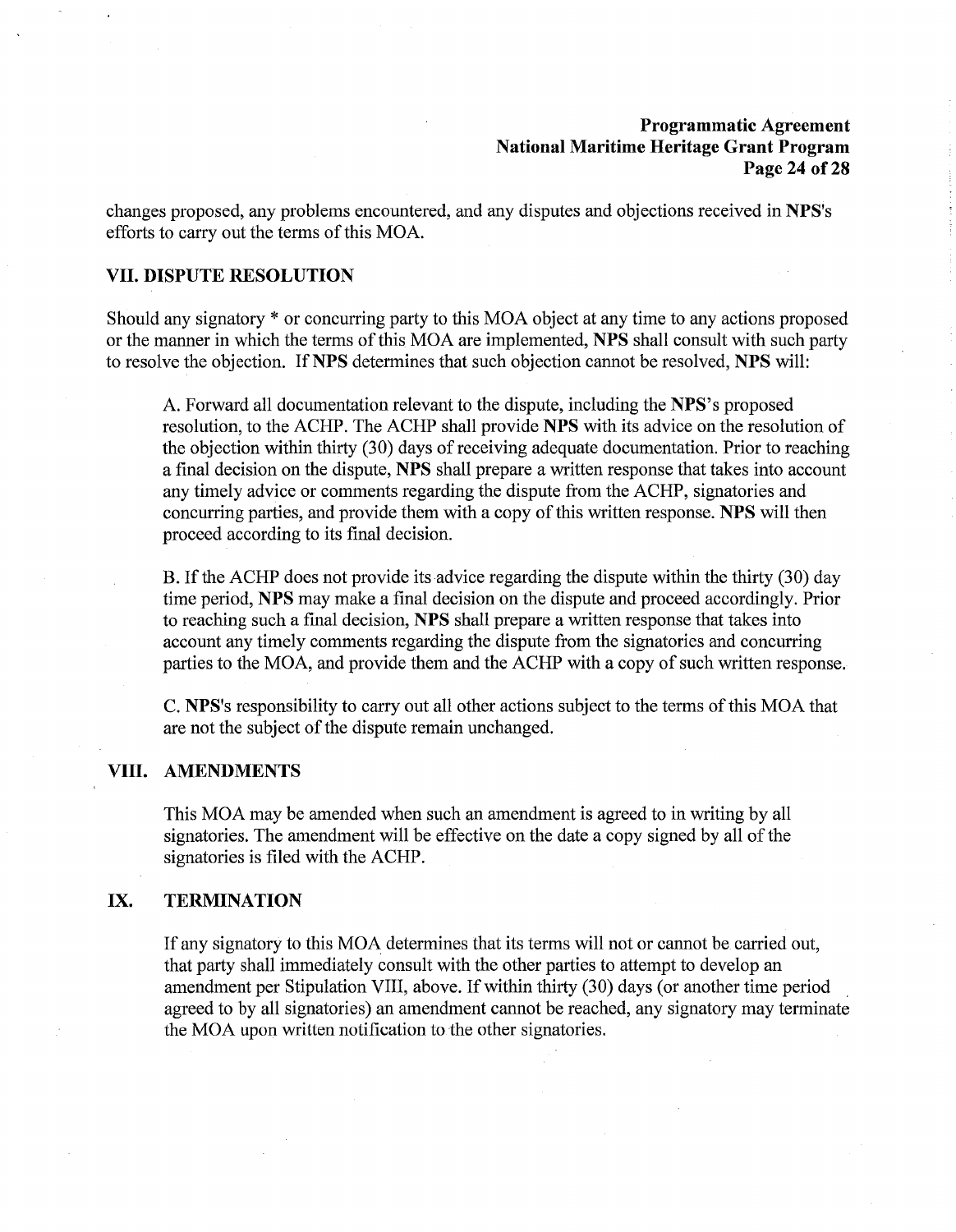changes proposed, any problems encountered, and any disputes and objections received in **NPS**'s efforts to carry out the terms of this MOA.

## VII. DISPUTE RESOLUTION

Should any signatory * or concurring party to this MOA object at any time to any actions proposed or the manner in which the terms of this MOA are implemented, **NPS** shall consult with such party to resolve the objection. If **NPS** determines that such objection cannot be resolved, **NPS** will:

A. Forward all documentation relevant to the dispute, including the **NPS**'s proposed resolution, to the ACHP. The ACHP shall provide **NPS** with its advice on the resolution of the objection within thirty (30) days of receiving adequate documentation. Prior to reaching a final decision on the dispute, **NPS** shall prepare a written response that takes into account any timely advice or comments regarding the dispute from the ACHP, signatories and concurring parties, and provide them with a copy of this written response. **NPS** will then proceed according to its final decision.

B. If the ACHP does not provide its advice regarding the dispute within the thirty (30) day time period, **NPS** may make a final decision on the dispute and proceed accordingly. Prior to reaching such a final decision, **NPS** shall prepare a written response that takes into account any timely comments regarding the dispute from the signatories and concurring parties to the MOA, and provide them and the ACHP with a copy of such written response.

C. **NPS**'s responsibility to carry out all other actions subject to the terms of this MOA that are not the subject of the dispute remain unchanged.

## VIII. AMENDMENTS

This MOA may be amended when such an amendment is agreed to in writing by all signatories. The amendment will be effective on the date a copy signed by all of the signatories is filed with the ACHP.

## IX. TERMINATION

If any signatory to this MOA determines that its terms will not or cannot be carried out, that party shall immediately consult with the other parties to attempt to develop an amendment per Stipulation VIII, above. If within thirty (30) days (or another time period agreed to by all signatories) an amendment cannot be reached, any signatory may terminate the MOA upon written notification to the other signatories.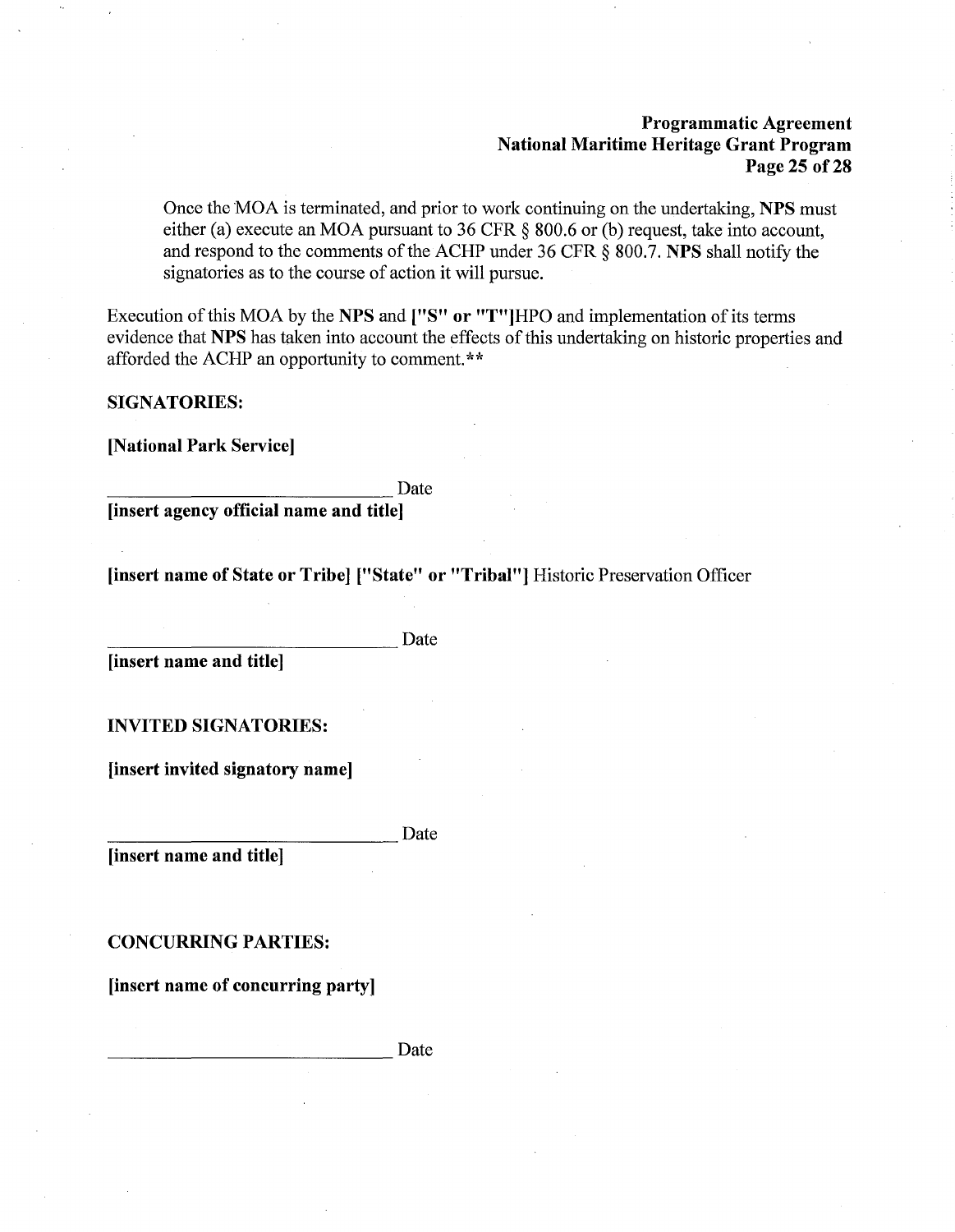Once the MOA is terminated, and prior to work continuing on the undertaking, **NPS** must either (a) execute an MOA pursuant to 36 CFR § 800.6 or (b) request, take into account, and respond to the comments of the ACHP under 36 CFR § 800.7. **NPS** shall notify the signatories as to the course of action it will pursue.

Execution of this MOA by the **NPS** and **["S" or "T"]**HPO and implementation of its terms evidence that **NPS** has taken into account the effects of this undertaking on historic properties and afforded the ACHP an opportunity to comment.**

**SIGNATORIES:**

**[National Park Service]**

\_\_\_\_\_\_\_\_\_\_\_\_\_\_\_\_\_\_\_\_\_\_\_\_\_\_\_\_\_\_\_\_ Date
**[insert agency official name and title]**

**[insert name of State or Tribe] ["State" or "Tribal"]** Historic Preservation Officer

\_\_\_\_\_\_\_\_\_\_\_\_\_\_\_\_\_\_\_\_\_\_\_\_\_\_\_\_\_\_\_\_ Date
**[insert name and title]**

**INVITED SIGNATORIES:**

**[insert invited signatory name]**

\_\_\_\_\_\_\_\_\_\_\_\_\_\_\_\_\_\_\_\_\_\_\_\_\_\_\_\_\_\_\_\_ Date
**[insert name and title]**

**CONCURRING PARTIES:**

**[insert name of concurring party]**

\_\_\_\_\_\_\_\_\_\_\_\_\_\_\_\_\_\_\_\_\_\_\_\_\_\_\_\_\_\_\_\_ Date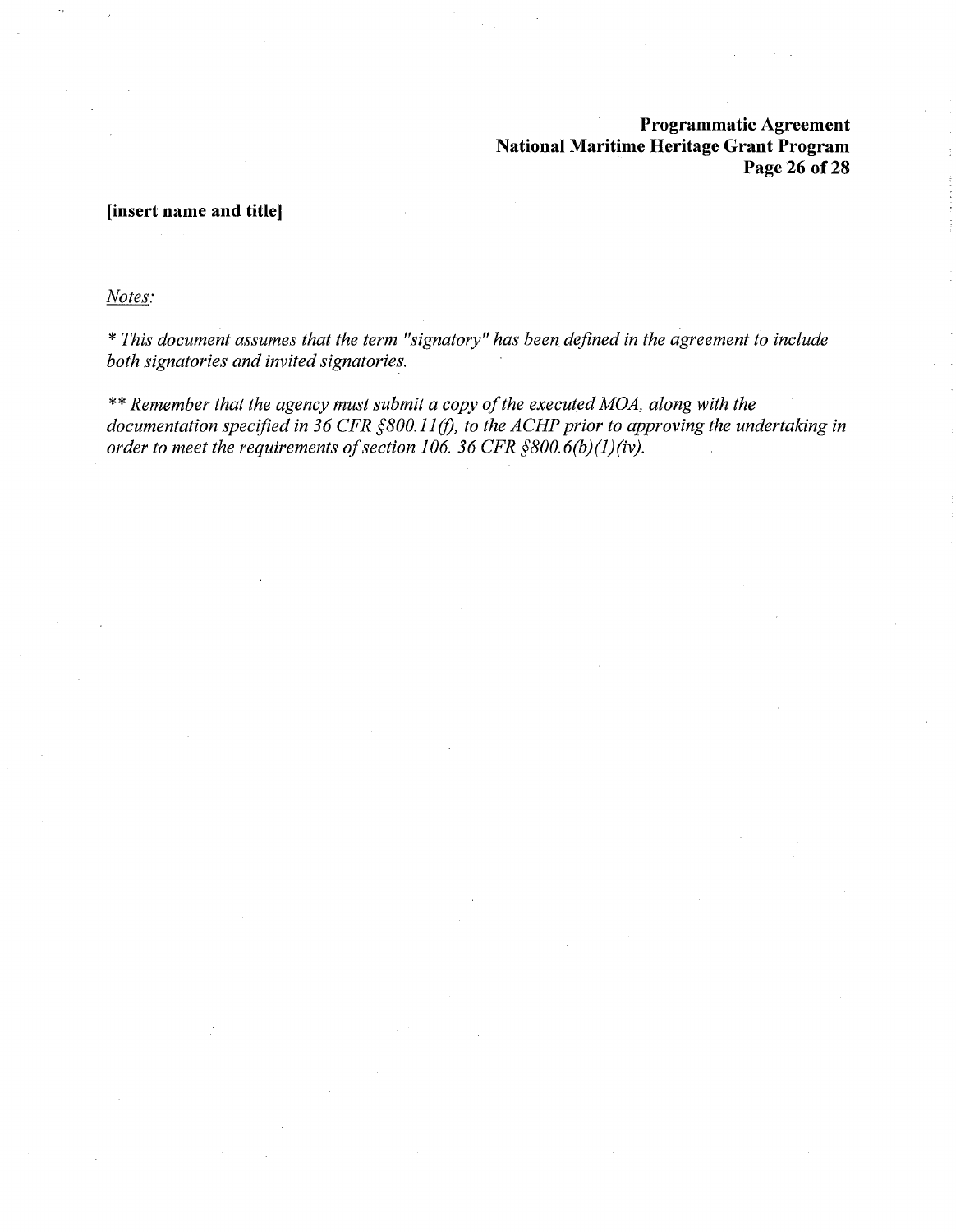**[insert name and title]**

*Notes:*

*\* This document assumes that the term "signatory" has been defined in the agreement to include both signatories and invited signatories.*

*\*\* Remember that the agency must submit a copy of the executed MOA, along with the documentation specified in 36 CFR §800.11(f), to the ACHP prior to approving the undertaking in order to meet the requirements of section 106. 36 CFR §800.6(b)(1)(iv).*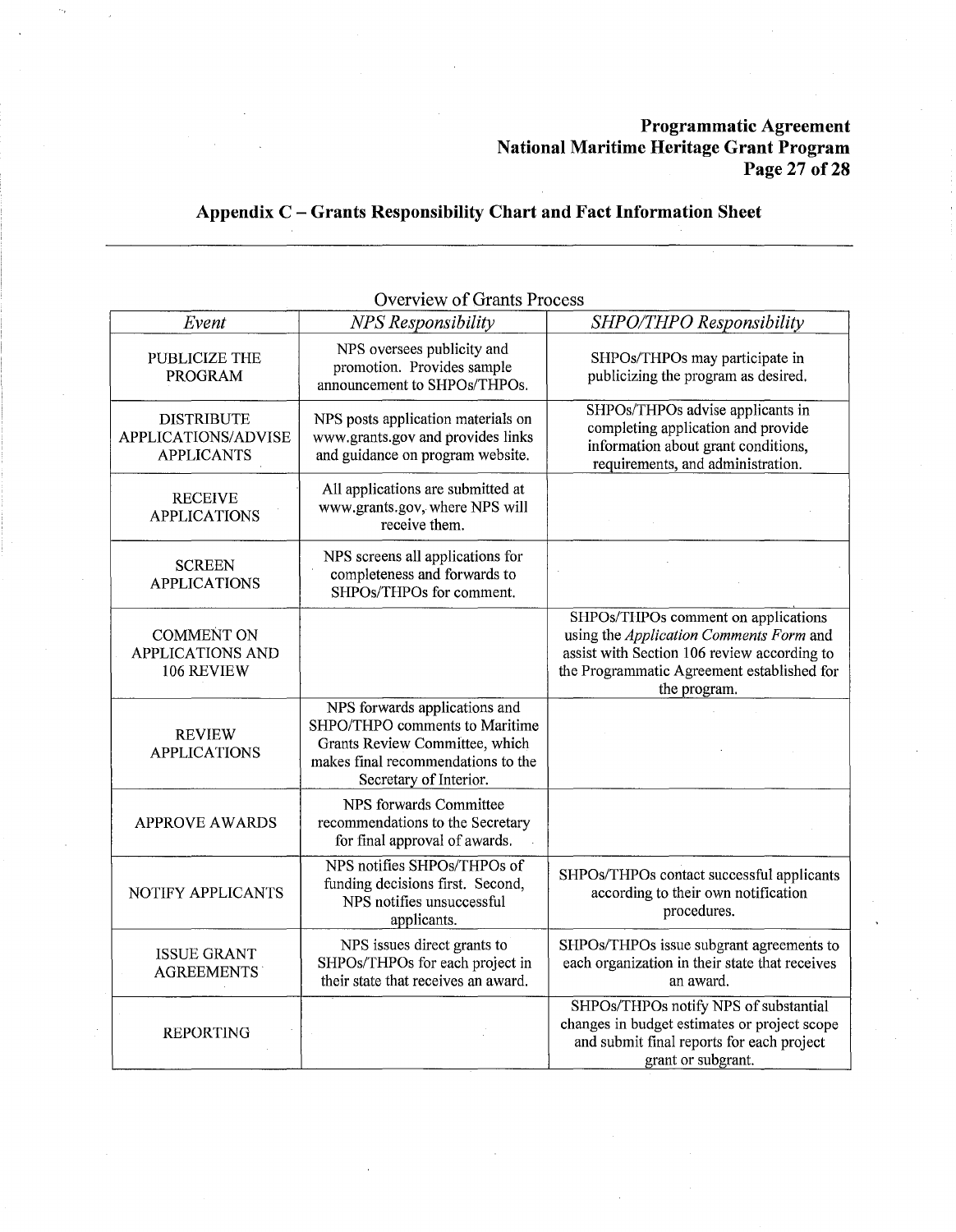## Appendix C – Grants Responsibility Chart and Fact Information Sheet

Overview of Grants Process

| *Event* | *NPS Responsibility* | *SHPO/THPO Responsibility* |
|---|---|---|
| PUBLICIZE THE PROGRAM | NPS oversees publicity and promotion. Provides sample announcement to SHPOs/THPOs. | SHPOs/THPOs may participate in publicizing the program as desired. |
| DISTRIBUTE APPLICATIONS/ADVISE APPLICANTS | NPS posts application materials on www.grants.gov and provides links and guidance on program website. | SHPOs/THPOs advise applicants in completing application and provide information about grant conditions, requirements, and administration. |
| RECEIVE APPLICATIONS | All applications are submitted at www.grants.gov, where NPS will receive them. | |
| SCREEN APPLICATIONS | NPS screens all applications for completeness and forwards to SHPOs/THPOs for comment. | |
| COMMENT ON APPLICATIONS AND 106 REVIEW | | SHPOs/THPOs comment on applications using the *Application Comments Form* and assist with Section 106 review according to the Programmatic Agreement established for the program. |
| REVIEW APPLICATIONS | NPS forwards applications and SHPO/THPO comments to Maritime Grants Review Committee, which makes final recommendations to the Secretary of Interior. | |
| APPROVE AWARDS | NPS forwards Committee recommendations to the Secretary for final approval of awards. | |
| NOTIFY APPLICANTS | NPS notifies SHPOs/THPOs of funding decisions first. Second, NPS notifies unsuccessful applicants. | SHPOs/THPOs contact successful applicants according to their own notification procedures. |
| ISSUE GRANT AGREEMENTS | NPS issues direct grants to SHPOs/THPOs for each project in their state that receives an award. | SHPOs/THPOs issue subgrant agreements to each organization in their state that receives an award. |
| REPORTING | | SHPOs/THPOs notify NPS of substantial changes in budget estimates or project scope and submit final reports for each project grant or subgrant. |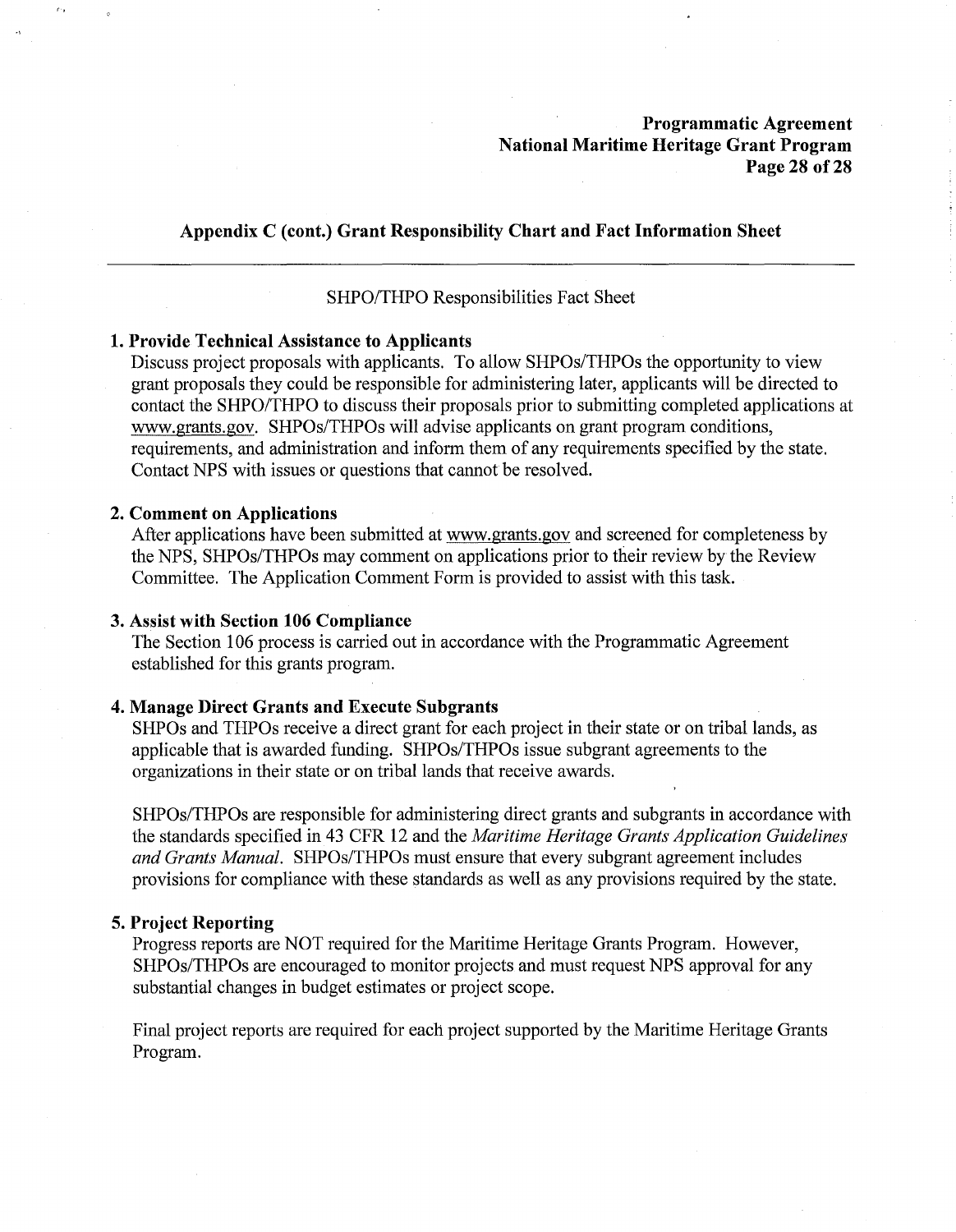## Appendix C (cont.) Grant Responsibility Chart and Fact Information Sheet

SHPO/THPO Responsibilities Fact Sheet

### 1. Provide Technical Assistance to Applicants

Discuss project proposals with applicants. To allow SHPOs/THPOs the opportunity to view grant proposals they could be responsible for administering later, applicants will be directed to contact the SHPO/THPO to discuss their proposals prior to submitting completed applications at www.grants.gov. SHPOs/THPOs will advise applicants on grant program conditions, requirements, and administration and inform them of any requirements specified by the state. Contact NPS with issues or questions that cannot be resolved.

### 2. Comment on Applications

After applications have been submitted at www.grants.gov and screened for completeness by the NPS, SHPOs/THPOs may comment on applications prior to their review by the Review Committee. The Application Comment Form is provided to assist with this task.

### 3. Assist with Section 106 Compliance

The Section 106 process is carried out in accordance with the Programmatic Agreement established for this grants program.

### 4. Manage Direct Grants and Execute Subgrants

SHPOs and THPOs receive a direct grant for each project in their state or on tribal lands, as applicable that is awarded funding. SHPOs/THPOs issue subgrant agreements to the organizations in their state or on tribal lands that receive awards.

SHPOs/THPOs are responsible for administering direct grants and subgrants in accordance with the standards specified in 43 CFR 12 and the *Maritime Heritage Grants Application Guidelines and Grants Manual*. SHPOs/THPOs must ensure that every subgrant agreement includes provisions for compliance with these standards as well as any provisions required by the state.

### 5. Project Reporting

Progress reports are NOT required for the Maritime Heritage Grants Program. However, SHPOs/THPOs are encouraged to monitor projects and must request NPS approval for any substantial changes in budget estimates or project scope.

Final project reports are required for each project supported by the Maritime Heritage Grants Program.